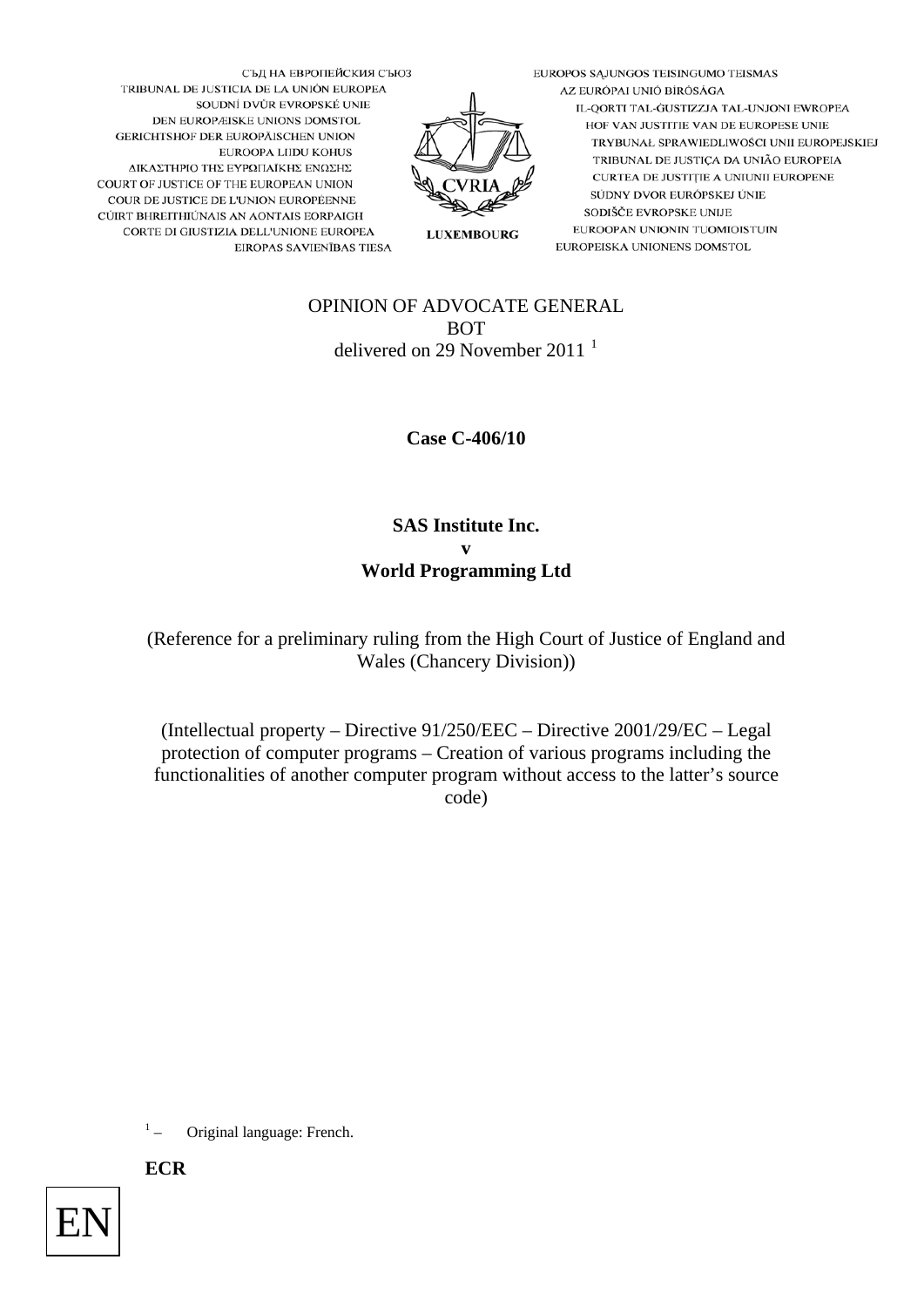СЪД НА ЕВРОПЕЙСКИЯ СЪЮЗ
TRIBUNAL DE JUSTICIA DE LA UNIÓN EUROPEA
SOUDNÍ DVŮR EVROPSKÉ UNIE
DEN EUROPÆISKE UNIONS DOMSTOL
GERICHTSHOF DER EUROPÄISCHEN UNION
EUROOPA LIIDU KOHUS
ΔΙΚΑΣΤΗΡΙΟ ΤΗΣ ΕΥΡΩΠΑΪΚΗΣ ΕΝΩΣΗΣ
COURT OF JUSTICE OF THE EUROPEAN UNION
COUR DE JUSTICE DE L'UNION EUROPÉENNE
CÚIRT BHREITHIÚNAIS AN AONTAIS EORPAIGH
CORTE DI GIUSTIZIA DELL'UNIONE EUROPEA
EIROPAS SAVIENĪBAS TIESA

CVRIA
LUXEMBOURG

EUROPOS SĄJUNGOS TEISINGUMO TEISMAS
AZ EURÓPAI UNIÓ BÍRÓSÁGA
IL-QORTI TAL-ĠUSTIZZJA TAL-UNJONI EWROPEA
HOF VAN JUSTITIE VAN DE EUROPESE UNIE
TRYBUNAŁ SPRAWIEDLIWOŚCI UNII EUROPEJSKIEJ
TRIBUNAL DE JUSTIÇA DA UNIÃO EUROPEIA
CURTEA DE JUSTIȚIE A UNIUNII EUROPENE
SÚDNY DVOR EURÓPSKEJ ÚNIE
SODIŠČE EVROPSKE UNIJE
EUROOPAN UNIONIN TUOMIOISTUIN
EUROPEISKA UNIONENS DOMSTOL

OPINION OF ADVOCATE GENERAL
BOT
delivered on 29 November 2011 [1]

**Case C-406/10**

**SAS Institute Inc.**
**v**
**World Programming Ltd**

(Reference for a preliminary ruling from the High Court of Justice of England and Wales (Chancery Division))

(Intellectual property – Directive 91/250/EEC – Directive 2001/29/EC – Legal protection of computer programs – Creation of various programs including the functionalities of another computer program without access to the latter's source code)

[1] – Original language: French.

**ECR**

EN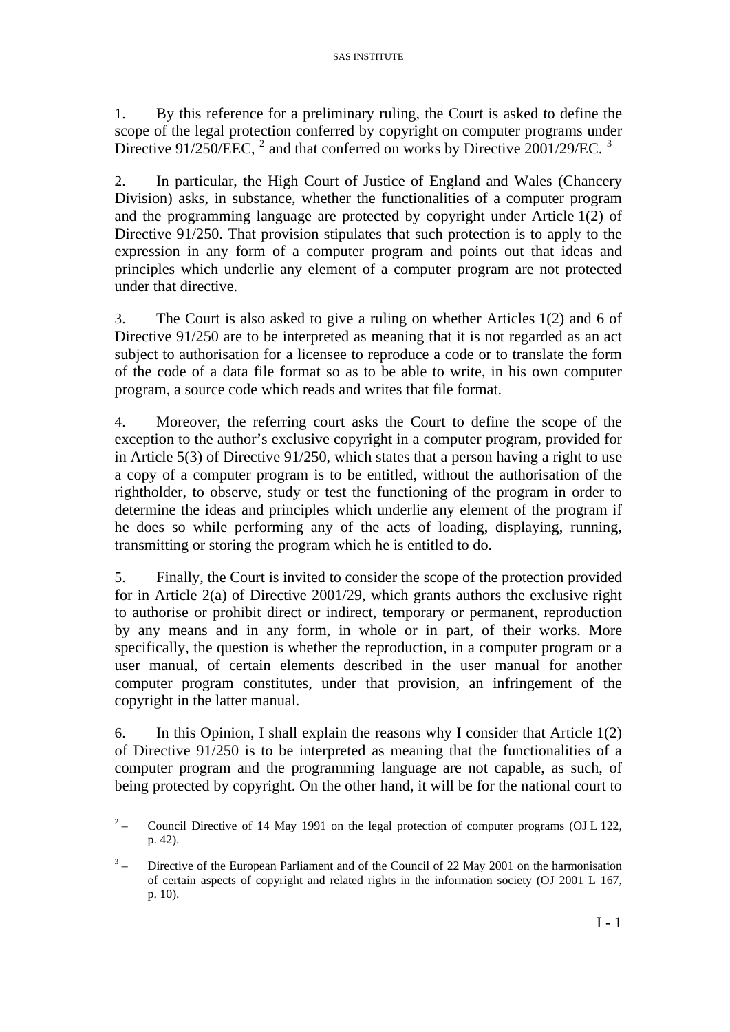1. By this reference for a preliminary ruling, the Court is asked to define the scope of the legal protection conferred by copyright on computer programs under Directive 91/250/EEC, [2] and that conferred on works by Directive 2001/29/EC. [3]

2. In particular, the High Court of Justice of England and Wales (Chancery Division) asks, in substance, whether the functionalities of a computer program and the programming language are protected by copyright under Article 1(2) of Directive 91/250. That provision stipulates that such protection is to apply to the expression in any form of a computer program and points out that ideas and principles which underlie any element of a computer program are not protected under that directive.

3. The Court is also asked to give a ruling on whether Articles 1(2) and 6 of Directive 91/250 are to be interpreted as meaning that it is not regarded as an act subject to authorisation for a licensee to reproduce a code or to translate the form of the code of a data file format so as to be able to write, in his own computer program, a source code which reads and writes that file format.

4. Moreover, the referring court asks the Court to define the scope of the exception to the author's exclusive copyright in a computer program, provided for in Article 5(3) of Directive 91/250, which states that a person having a right to use a copy of a computer program is to be entitled, without the authorisation of the rightholder, to observe, study or test the functioning of the program in order to determine the ideas and principles which underlie any element of the program if he does so while performing any of the acts of loading, displaying, running, transmitting or storing the program which he is entitled to do.

5. Finally, the Court is invited to consider the scope of the protection provided for in Article 2(a) of Directive 2001/29, which grants authors the exclusive right to authorise or prohibit direct or indirect, temporary or permanent, reproduction by any means and in any form, in whole or in part, of their works. More specifically, the question is whether the reproduction, in a computer program or a user manual, of certain elements described in the user manual for another computer program constitutes, under that provision, an infringement of the copyright in the latter manual.

6. In this Opinion, I shall explain the reasons why I consider that Article 1(2) of Directive 91/250 is to be interpreted as meaning that the functionalities of a computer program and the programming language are not capable, as such, of being protected by copyright. On the other hand, it will be for the national court to

[2] – Council Directive of 14 May 1991 on the legal protection of computer programs (OJ L 122, p. 42).

[3] – Directive of the European Parliament and of the Council of 22 May 2001 on the harmonisation of certain aspects of copyright and related rights in the information society (OJ 2001 L 167, p. 10).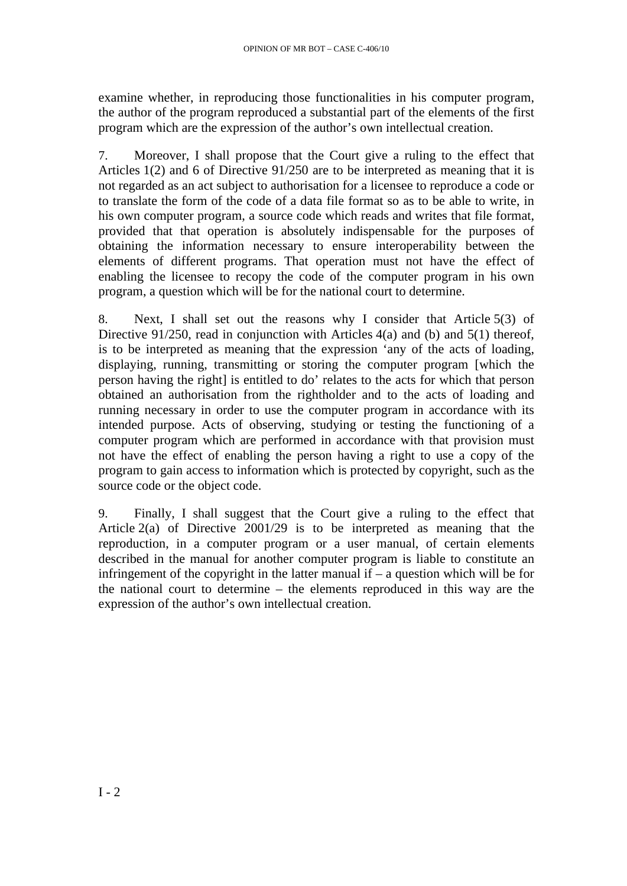examine whether, in reproducing those functionalities in his computer program, the author of the program reproduced a substantial part of the elements of the first program which are the expression of the author's own intellectual creation.

7. Moreover, I shall propose that the Court give a ruling to the effect that Articles 1(2) and 6 of Directive 91/250 are to be interpreted as meaning that it is not regarded as an act subject to authorisation for a licensee to reproduce a code or to translate the form of the code of a data file format so as to be able to write, in his own computer program, a source code which reads and writes that file format, provided that that operation is absolutely indispensable for the purposes of obtaining the information necessary to ensure interoperability between the elements of different programs. That operation must not have the effect of enabling the licensee to recopy the code of the computer program in his own program, a question which will be for the national court to determine.

8. Next, I shall set out the reasons why I consider that Article 5(3) of Directive 91/250, read in conjunction with Articles 4(a) and (b) and 5(1) thereof, is to be interpreted as meaning that the expression 'any of the acts of loading, displaying, running, transmitting or storing the computer program [which the person having the right] is entitled to do' relates to the acts for which that person obtained an authorisation from the rightholder and to the acts of loading and running necessary in order to use the computer program in accordance with its intended purpose. Acts of observing, studying or testing the functioning of a computer program which are performed in accordance with that provision must not have the effect of enabling the person having a right to use a copy of the program to gain access to information which is protected by copyright, such as the source code or the object code.

9. Finally, I shall suggest that the Court give a ruling to the effect that Article 2(a) of Directive 2001/29 is to be interpreted as meaning that the reproduction, in a computer program or a user manual, of certain elements described in the manual for another computer program is liable to constitute an infringement of the copyright in the latter manual if – a question which will be for the national court to determine – the elements reproduced in this way are the expression of the author's own intellectual creation.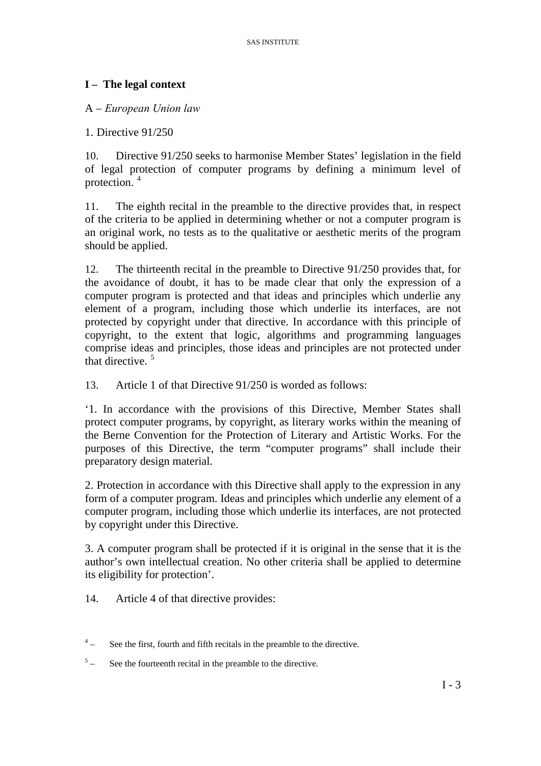## I – The legal context

### A – *European Union law*

1. Directive 91/250

10. Directive 91/250 seeks to harmonise Member States' legislation in the field of legal protection of computer programs by defining a minimum level of protection. [4]

11. The eighth recital in the preamble to the directive provides that, in respect of the criteria to be applied in determining whether or not a computer program is an original work, no tests as to the qualitative or aesthetic merits of the program should be applied.

12. The thirteenth recital in the preamble to Directive 91/250 provides that, for the avoidance of doubt, it has to be made clear that only the expression of a computer program is protected and that ideas and principles which underlie any element of a program, including those which underlie its interfaces, are not protected by copyright under that directive. In accordance with this principle of copyright, to the extent that logic, algorithms and programming languages comprise ideas and principles, those ideas and principles are not protected under that directive. [5]

13. Article 1 of that Directive 91/250 is worded as follows:

'1. In accordance with the provisions of this Directive, Member States shall protect computer programs, by copyright, as literary works within the meaning of the Berne Convention for the Protection of Literary and Artistic Works. For the purposes of this Directive, the term "computer programs" shall include their preparatory design material.

2. Protection in accordance with this Directive shall apply to the expression in any form of a computer program. Ideas and principles which underlie any element of a computer program, including those which underlie its interfaces, are not protected by copyright under this Directive.

3. A computer program shall be protected if it is original in the sense that it is the author's own intellectual creation. No other criteria shall be applied to determine its eligibility for protection'.

14. Article 4 of that directive provides:

---

[4] – See the first, fourth and fifth recitals in the preamble to the directive.

[5] – See the fourteenth recital in the preamble to the directive.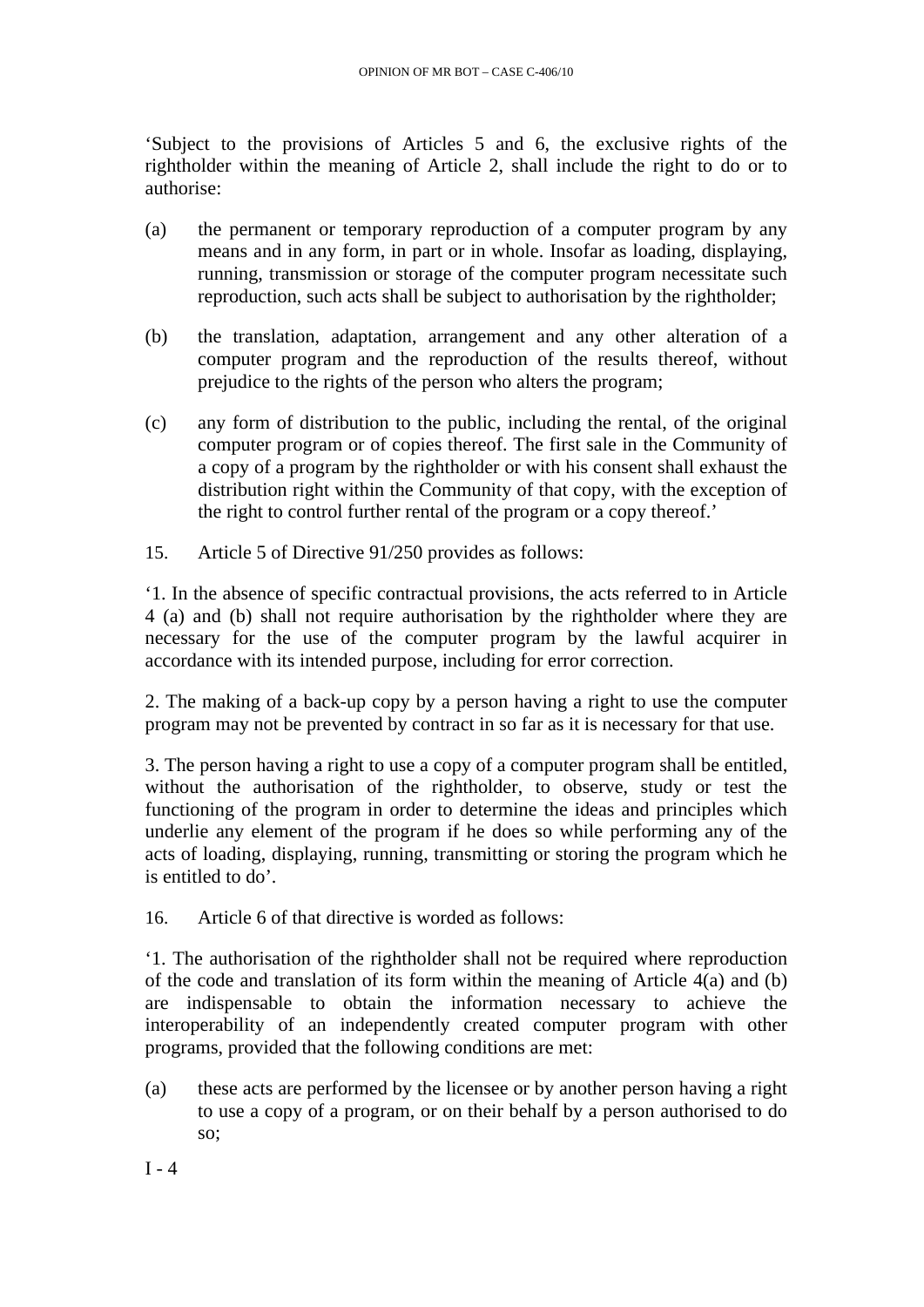'Subject to the provisions of Articles 5 and 6, the exclusive rights of the rightholder within the meaning of Article 2, shall include the right to do or to authorise:

(a) the permanent or temporary reproduction of a computer program by any means and in any form, in part or in whole. Insofar as loading, displaying, running, transmission or storage of the computer program necessitate such reproduction, such acts shall be subject to authorisation by the rightholder;

(b) the translation, adaptation, arrangement and any other alteration of a computer program and the reproduction of the results thereof, without prejudice to the rights of the person who alters the program;

(c) any form of distribution to the public, including the rental, of the original computer program or of copies thereof. The first sale in the Community of a copy of a program by the rightholder or with his consent shall exhaust the distribution right within the Community of that copy, with the exception of the right to control further rental of the program or a copy thereof.'

15. Article 5 of Directive 91/250 provides as follows:

'1. In the absence of specific contractual provisions, the acts referred to in Article 4 (a) and (b) shall not require authorisation by the rightholder where they are necessary for the use of the computer program by the lawful acquirer in accordance with its intended purpose, including for error correction.

2. The making of a back-up copy by a person having a right to use the computer program may not be prevented by contract in so far as it is necessary for that use.

3. The person having a right to use a copy of a computer program shall be entitled, without the authorisation of the rightholder, to observe, study or test the functioning of the program in order to determine the ideas and principles which underlie any element of the program if he does so while performing any of the acts of loading, displaying, running, transmitting or storing the program which he is entitled to do'.

16. Article 6 of that directive is worded as follows:

'1. The authorisation of the rightholder shall not be required where reproduction of the code and translation of its form within the meaning of Article 4(a) and (b) are indispensable to obtain the information necessary to achieve the interoperability of an independently created computer program with other programs, provided that the following conditions are met:

(a) these acts are performed by the licensee or by another person having a right to use a copy of a program, or on their behalf by a person authorised to do so;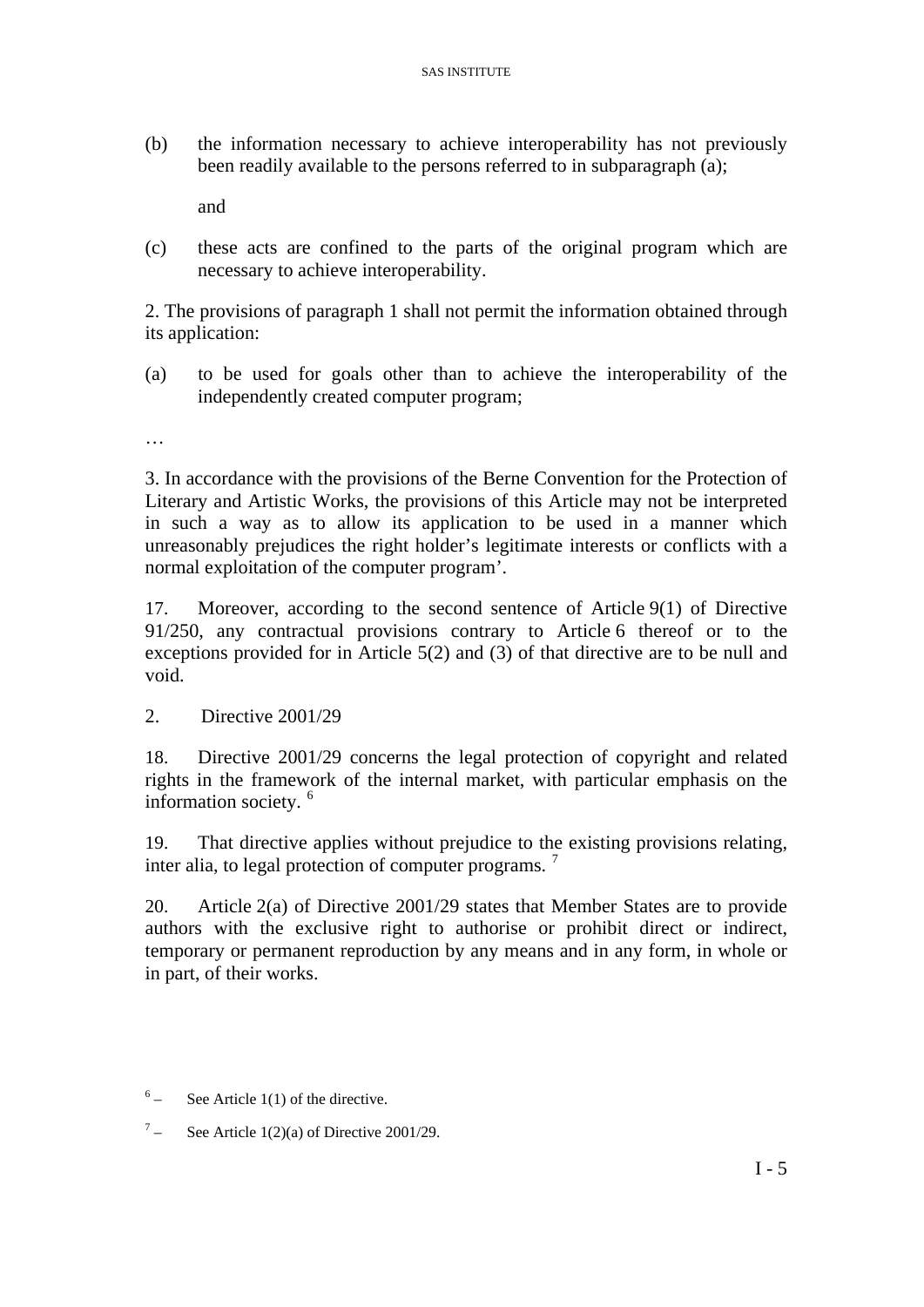(b) the information necessary to achieve interoperability has not previously been readily available to the persons referred to in subparagraph (a);

and

(c) these acts are confined to the parts of the original program which are necessary to achieve interoperability.

2. The provisions of paragraph 1 shall not permit the information obtained through its application:

(a) to be used for goals other than to achieve the interoperability of the independently created computer program;

…

3. In accordance with the provisions of the Berne Convention for the Protection of Literary and Artistic Works, the provisions of this Article may not be interpreted in such a way as to allow its application to be used in a manner which unreasonably prejudices the right holder's legitimate interests or conflicts with a normal exploitation of the computer program'.

17. Moreover, according to the second sentence of Article 9(1) of Directive 91/250, any contractual provisions contrary to Article 6 thereof or to the exceptions provided for in Article 5(2) and (3) of that directive are to be null and void.

2. Directive 2001/29

18. Directive 2001/29 concerns the legal protection of copyright and related rights in the framework of the internal market, with particular emphasis on the information society. [6]

19. That directive applies without prejudice to the existing provisions relating, inter alia, to legal protection of computer programs. [7]

20. Article 2(a) of Directive 2001/29 states that Member States are to provide authors with the exclusive right to authorise or prohibit direct or indirect, temporary or permanent reproduction by any means and in any form, in whole or in part, of their works.

[6] – See Article 1(1) of the directive.

[7] – See Article 1(2)(a) of Directive 2001/29.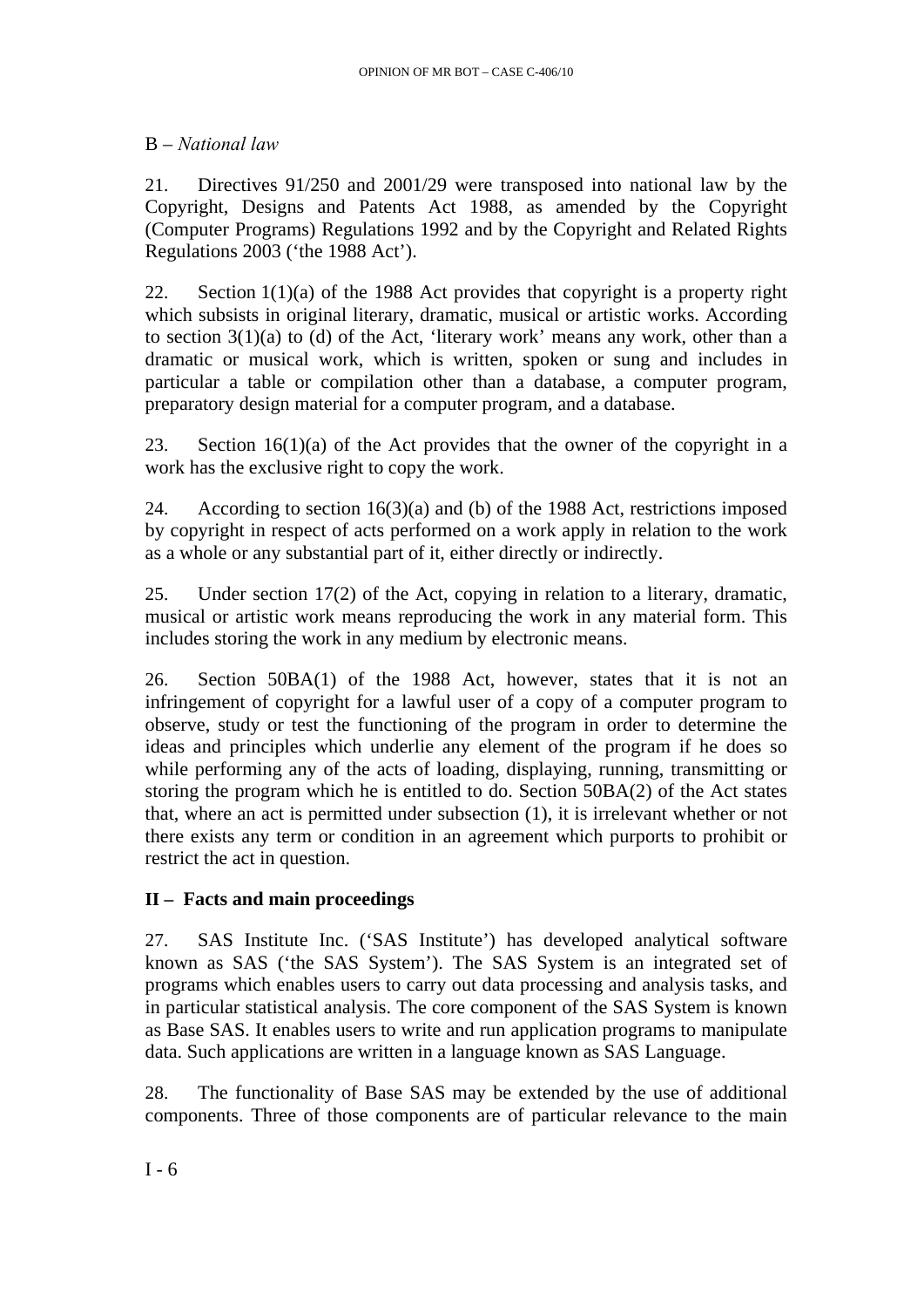B – *National law*

21. Directives 91/250 and 2001/29 were transposed into national law by the Copyright, Designs and Patents Act 1988, as amended by the Copyright (Computer Programs) Regulations 1992 and by the Copyright and Related Rights Regulations 2003 ('the 1988 Act').

22. Section 1(1)(a) of the 1988 Act provides that copyright is a property right which subsists in original literary, dramatic, musical or artistic works. According to section 3(1)(a) to (d) of the Act, 'literary work' means any work, other than a dramatic or musical work, which is written, spoken or sung and includes in particular a table or compilation other than a database, a computer program, preparatory design material for a computer program, and a database.

23. Section 16(1)(a) of the Act provides that the owner of the copyright in a work has the exclusive right to copy the work.

24. According to section 16(3)(a) and (b) of the 1988 Act, restrictions imposed by copyright in respect of acts performed on a work apply in relation to the work as a whole or any substantial part of it, either directly or indirectly.

25. Under section 17(2) of the Act, copying in relation to a literary, dramatic, musical or artistic work means reproducing the work in any material form. This includes storing the work in any medium by electronic means.

26. Section 50BA(1) of the 1988 Act, however, states that it is not an infringement of copyright for a lawful user of a copy of a computer program to observe, study or test the functioning of the program in order to determine the ideas and principles which underlie any element of the program if he does so while performing any of the acts of loading, displaying, running, transmitting or storing the program which he is entitled to do. Section 50BA(2) of the Act states that, where an act is permitted under subsection (1), it is irrelevant whether or not there exists any term or condition in an agreement which purports to prohibit or restrict the act in question.

## II – Facts and main proceedings

27. SAS Institute Inc. ('SAS Institute') has developed analytical software known as SAS ('the SAS System'). The SAS System is an integrated set of programs which enables users to carry out data processing and analysis tasks, and in particular statistical analysis. The core component of the SAS System is known as Base SAS. It enables users to write and run application programs to manipulate data. Such applications are written in a language known as SAS Language.

28. The functionality of Base SAS may be extended by the use of additional components. Three of those components are of particular relevance to the main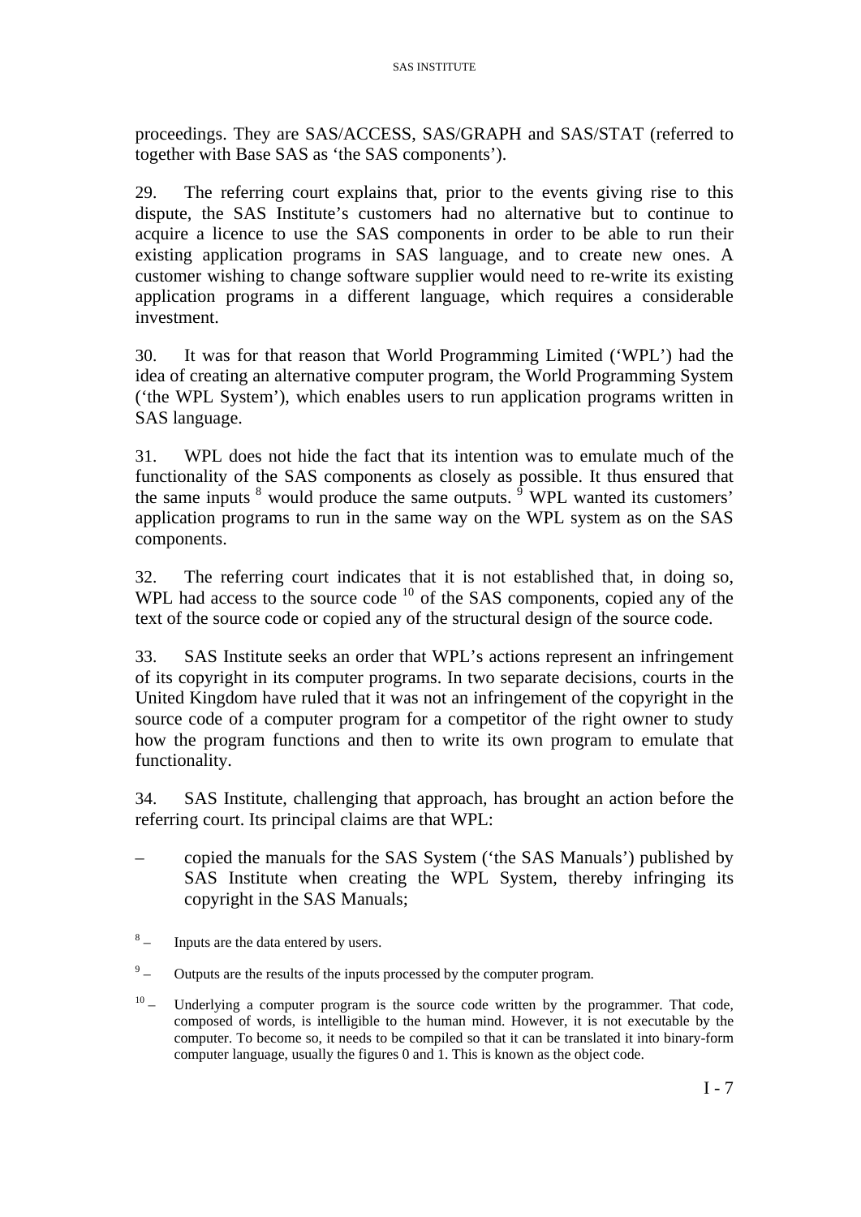proceedings. They are SAS/ACCESS, SAS/GRAPH and SAS/STAT (referred to together with Base SAS as 'the SAS components').

29. The referring court explains that, prior to the events giving rise to this dispute, the SAS Institute's customers had no alternative but to continue to acquire a licence to use the SAS components in order to be able to run their existing application programs in SAS language, and to create new ones. A customer wishing to change software supplier would need to re-write its existing application programs in a different language, which requires a considerable investment.

30. It was for that reason that World Programming Limited ('WPL') had the idea of creating an alternative computer program, the World Programming System ('the WPL System'), which enables users to run application programs written in SAS language.

31. WPL does not hide the fact that its intention was to emulate much of the functionality of the SAS components as closely as possible. It thus ensured that the same inputs [8] would produce the same outputs. [9] WPL wanted its customers' application programs to run in the same way on the WPL system as on the SAS components.

32. The referring court indicates that it is not established that, in doing so, WPL had access to the source code [10] of the SAS components, copied any of the text of the source code or copied any of the structural design of the source code.

33. SAS Institute seeks an order that WPL's actions represent an infringement of its copyright in its computer programs. In two separate decisions, courts in the United Kingdom have ruled that it was not an infringement of the copyright in the source code of a computer program for a competitor of the right owner to study how the program functions and then to write its own program to emulate that functionality.

34. SAS Institute, challenging that approach, has brought an action before the referring court. Its principal claims are that WPL:

– copied the manuals for the SAS System ('the SAS Manuals') published by SAS Institute when creating the WPL System, thereby infringing its copyright in the SAS Manuals;

[8] – Inputs are the data entered by users.

[9] – Outputs are the results of the inputs processed by the computer program.

[10] – Underlying a computer program is the source code written by the programmer. That code, composed of words, is intelligible to the human mind. However, it is not executable by the computer. To become so, it needs to be compiled so that it can be translated it into binary-form computer language, usually the figures 0 and 1. This is known as the object code.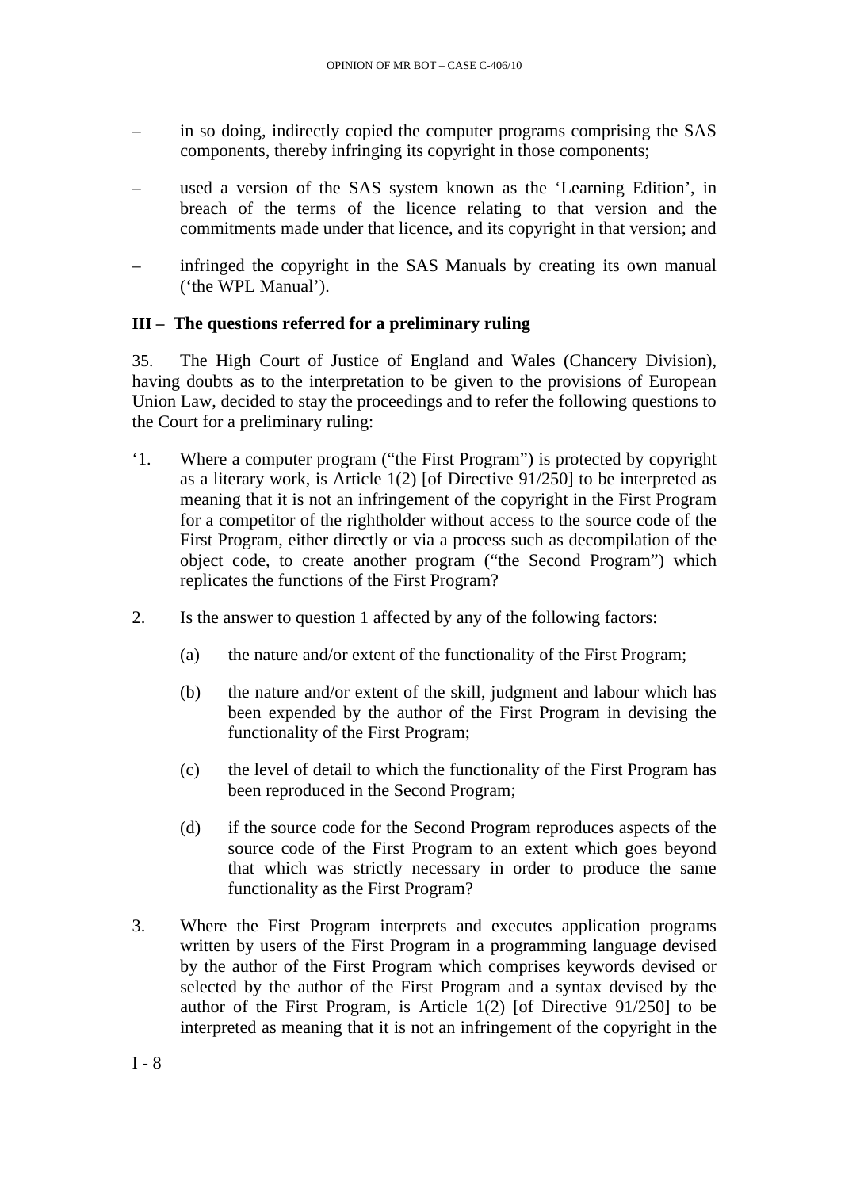– in so doing, indirectly copied the computer programs comprising the SAS components, thereby infringing its copyright in those components;

– used a version of the SAS system known as the 'Learning Edition', in breach of the terms of the licence relating to that version and the commitments made under that licence, and its copyright in that version; and

– infringed the copyright in the SAS Manuals by creating its own manual ('the WPL Manual').

## III – The questions referred for a preliminary ruling

35. The High Court of Justice of England and Wales (Chancery Division), having doubts as to the interpretation to be given to the provisions of European Union Law, decided to stay the proceedings and to refer the following questions to the Court for a preliminary ruling:

'1. Where a computer program ("the First Program") is protected by copyright as a literary work, is Article 1(2) [of Directive 91/250] to be interpreted as meaning that it is not an infringement of the copyright in the First Program for a competitor of the rightholder without access to the source code of the First Program, either directly or via a process such as decompilation of the object code, to create another program ("the Second Program") which replicates the functions of the First Program?

2. Is the answer to question 1 affected by any of the following factors:

   (a) the nature and/or extent of the functionality of the First Program;

   (b) the nature and/or extent of the skill, judgment and labour which has been expended by the author of the First Program in devising the functionality of the First Program;

   (c) the level of detail to which the functionality of the First Program has been reproduced in the Second Program;

   (d) if the source code for the Second Program reproduces aspects of the source code of the First Program to an extent which goes beyond that which was strictly necessary in order to produce the same functionality as the First Program?

3. Where the First Program interprets and executes application programs written by users of the First Program in a programming language devised by the author of the First Program which comprises keywords devised or selected by the author of the First Program and a syntax devised by the author of the First Program, is Article 1(2) [of Directive 91/250] to be interpreted as meaning that it is not an infringement of the copyright in the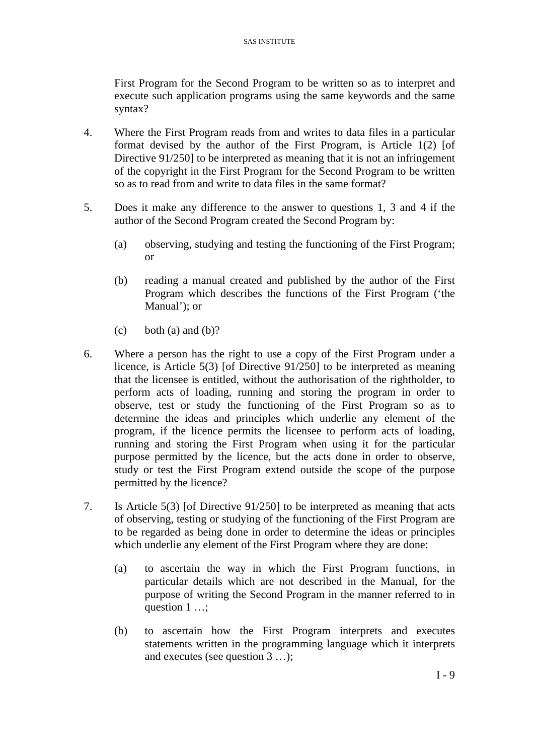First Program for the Second Program to be written so as to interpret and execute such application programs using the same keywords and the same syntax?

4. Where the First Program reads from and writes to data files in a particular format devised by the author of the First Program, is Article 1(2) [of Directive 91/250] to be interpreted as meaning that it is not an infringement of the copyright in the First Program for the Second Program to be written so as to read from and write to data files in the same format?

5. Does it make any difference to the answer to questions 1, 3 and 4 if the author of the Second Program created the Second Program by:

   (a) observing, studying and testing the functioning of the First Program; or

   (b) reading a manual created and published by the author of the First Program which describes the functions of the First Program ('the Manual'); or

   (c) both (a) and (b)?

6. Where a person has the right to use a copy of the First Program under a licence, is Article 5(3) [of Directive 91/250] to be interpreted as meaning that the licensee is entitled, without the authorisation of the rightholder, to perform acts of loading, running and storing the program in order to observe, test or study the functioning of the First Program so as to determine the ideas and principles which underlie any element of the program, if the licence permits the licensee to perform acts of loading, running and storing the First Program when using it for the particular purpose permitted by the licence, but the acts done in order to observe, study or test the First Program extend outside the scope of the purpose permitted by the licence?

7. Is Article 5(3) [of Directive 91/250] to be interpreted as meaning that acts of observing, testing or studying of the functioning of the First Program are to be regarded as being done in order to determine the ideas or principles which underlie any element of the First Program where they are done:

   (a) to ascertain the way in which the First Program functions, in particular details which are not described in the Manual, for the purpose of writing the Second Program in the manner referred to in question 1 …;

   (b) to ascertain how the First Program interprets and executes statements written in the programming language which it interprets and executes (see question 3 …);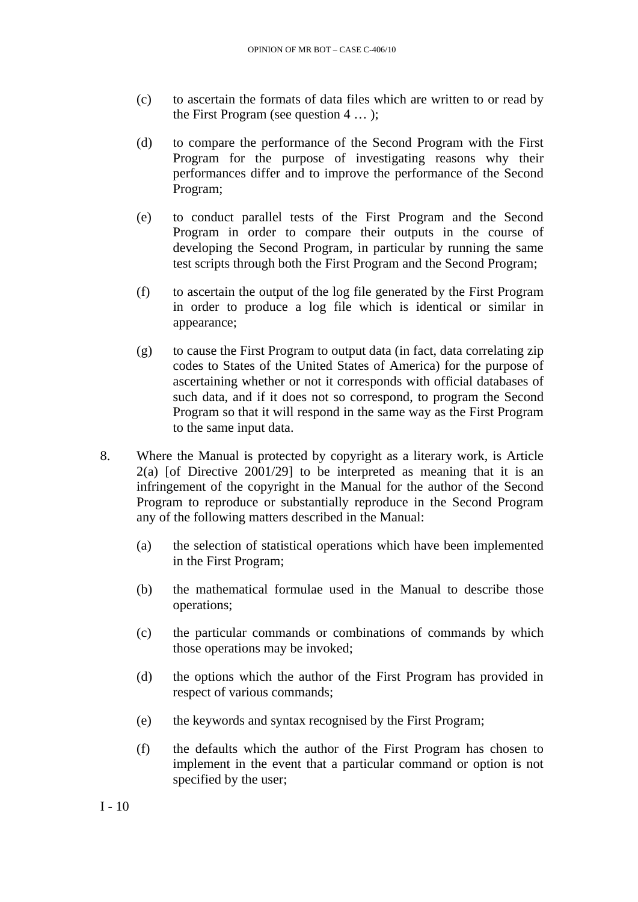(c) to ascertain the formats of data files which are written to or read by the First Program (see question 4 … );

(d) to compare the performance of the Second Program with the First Program for the purpose of investigating reasons why their performances differ and to improve the performance of the Second Program;

(e) to conduct parallel tests of the First Program and the Second Program in order to compare their outputs in the course of developing the Second Program, in particular by running the same test scripts through both the First Program and the Second Program;

(f) to ascertain the output of the log file generated by the First Program in order to produce a log file which is identical or similar in appearance;

(g) to cause the First Program to output data (in fact, data correlating zip codes to States of the United States of America) for the purpose of ascertaining whether or not it corresponds with official databases of such data, and if it does not so correspond, to program the Second Program so that it will respond in the same way as the First Program to the same input data.

8. Where the Manual is protected by copyright as a literary work, is Article 2(a) [of Directive 2001/29] to be interpreted as meaning that it is an infringement of the copyright in the Manual for the author of the Second Program to reproduce or substantially reproduce in the Second Program any of the following matters described in the Manual:

(a) the selection of statistical operations which have been implemented in the First Program;

(b) the mathematical formulae used in the Manual to describe those operations;

(c) the particular commands or combinations of commands by which those operations may be invoked;

(d) the options which the author of the First Program has provided in respect of various commands;

(e) the keywords and syntax recognised by the First Program;

(f) the defaults which the author of the First Program has chosen to implement in the event that a particular command or option is not specified by the user;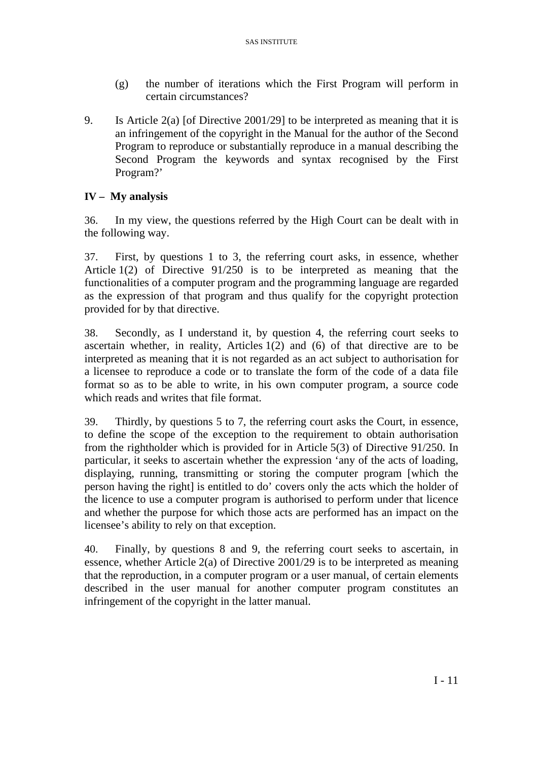(g) the number of iterations which the First Program will perform in certain circumstances?

9. Is Article 2(a) [of Directive 2001/29] to be interpreted as meaning that it is an infringement of the copyright in the Manual for the author of the Second Program to reproduce or substantially reproduce in a manual describing the Second Program the keywords and syntax recognised by the First Program?'

## IV – My analysis

36. In my view, the questions referred by the High Court can be dealt with in the following way.

37. First, by questions 1 to 3, the referring court asks, in essence, whether Article 1(2) of Directive 91/250 is to be interpreted as meaning that the functionalities of a computer program and the programming language are regarded as the expression of that program and thus qualify for the copyright protection provided for by that directive.

38. Secondly, as I understand it, by question 4, the referring court seeks to ascertain whether, in reality, Articles 1(2) and (6) of that directive are to be interpreted as meaning that it is not regarded as an act subject to authorisation for a licensee to reproduce a code or to translate the form of the code of a data file format so as to be able to write, in his own computer program, a source code which reads and writes that file format.

39. Thirdly, by questions 5 to 7, the referring court asks the Court, in essence, to define the scope of the exception to the requirement to obtain authorisation from the rightholder which is provided for in Article 5(3) of Directive 91/250. In particular, it seeks to ascertain whether the expression 'any of the acts of loading, displaying, running, transmitting or storing the computer program [which the person having the right] is entitled to do' covers only the acts which the holder of the licence to use a computer program is authorised to perform under that licence and whether the purpose for which those acts are performed has an impact on the licensee's ability to rely on that exception.

40. Finally, by questions 8 and 9, the referring court seeks to ascertain, in essence, whether Article 2(a) of Directive 2001/29 is to be interpreted as meaning that the reproduction, in a computer program or a user manual, of certain elements described in the user manual for another computer program constitutes an infringement of the copyright in the latter manual.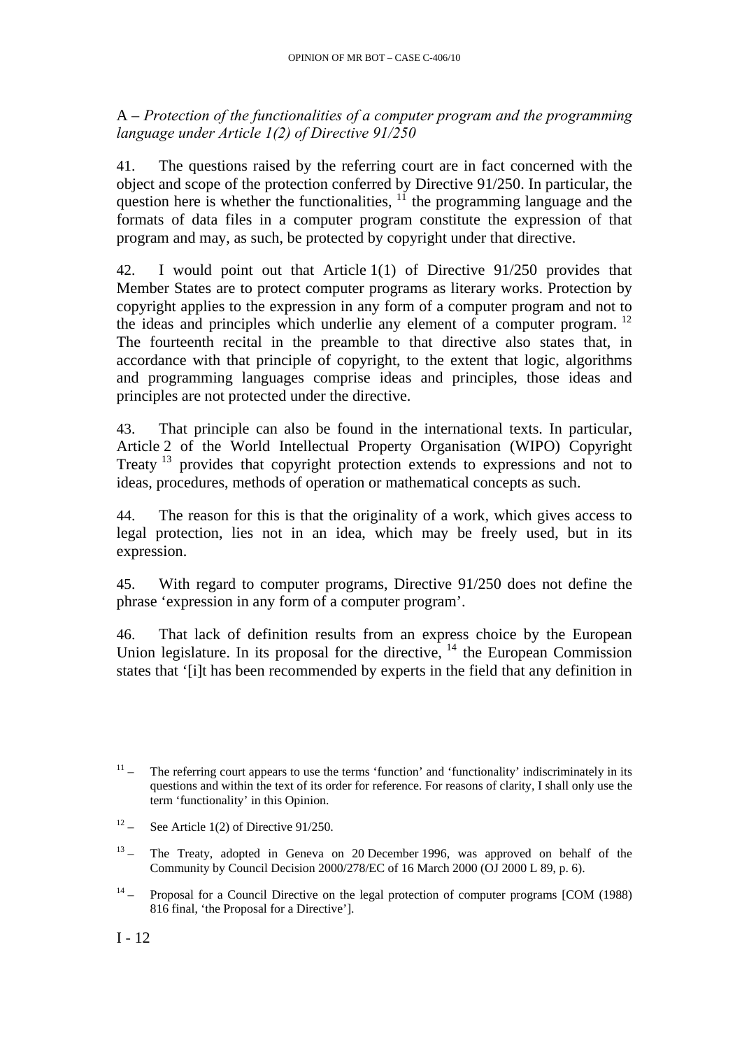## A – *Protection of the functionalities of a computer program and the programming language under Article 1(2) of Directive 91/250*

41. The questions raised by the referring court are in fact concerned with the object and scope of the protection conferred by Directive 91/250. In particular, the question here is whether the functionalities, [11] the programming language and the formats of data files in a computer program constitute the expression of that program and may, as such, be protected by copyright under that directive.

42. I would point out that Article 1(1) of Directive 91/250 provides that Member States are to protect computer programs as literary works. Protection by copyright applies to the expression in any form of a computer program and not to the ideas and principles which underlie any element of a computer program. [12] The fourteenth recital in the preamble to that directive also states that, in accordance with that principle of copyright, to the extent that logic, algorithms and programming languages comprise ideas and principles, those ideas and principles are not protected under the directive.

43. That principle can also be found in the international texts. In particular, Article 2 of the World Intellectual Property Organisation (WIPO) Copyright Treaty [13] provides that copyright protection extends to expressions and not to ideas, procedures, methods of operation or mathematical concepts as such.

44. The reason for this is that the originality of a work, which gives access to legal protection, lies not in an idea, which may be freely used, but in its expression.

45. With regard to computer programs, Directive 91/250 does not define the phrase 'expression in any form of a computer program'.

46. That lack of definition results from an express choice by the European Union legislature. In its proposal for the directive, [14] the European Commission states that '[i]t has been recommended by experts in the field that any definition in

---

[11] – The referring court appears to use the terms 'function' and 'functionality' indiscriminately in its questions and within the text of its order for reference. For reasons of clarity, I shall only use the term 'functionality' in this Opinion.

[12] – See Article 1(2) of Directive 91/250.

[13] – The Treaty, adopted in Geneva on 20 December 1996, was approved on behalf of the Community by Council Decision 2000/278/EC of 16 March 2000 (OJ 2000 L 89, p. 6).

[14] – Proposal for a Council Directive on the legal protection of computer programs [COM (1988) 816 final, 'the Proposal for a Directive'].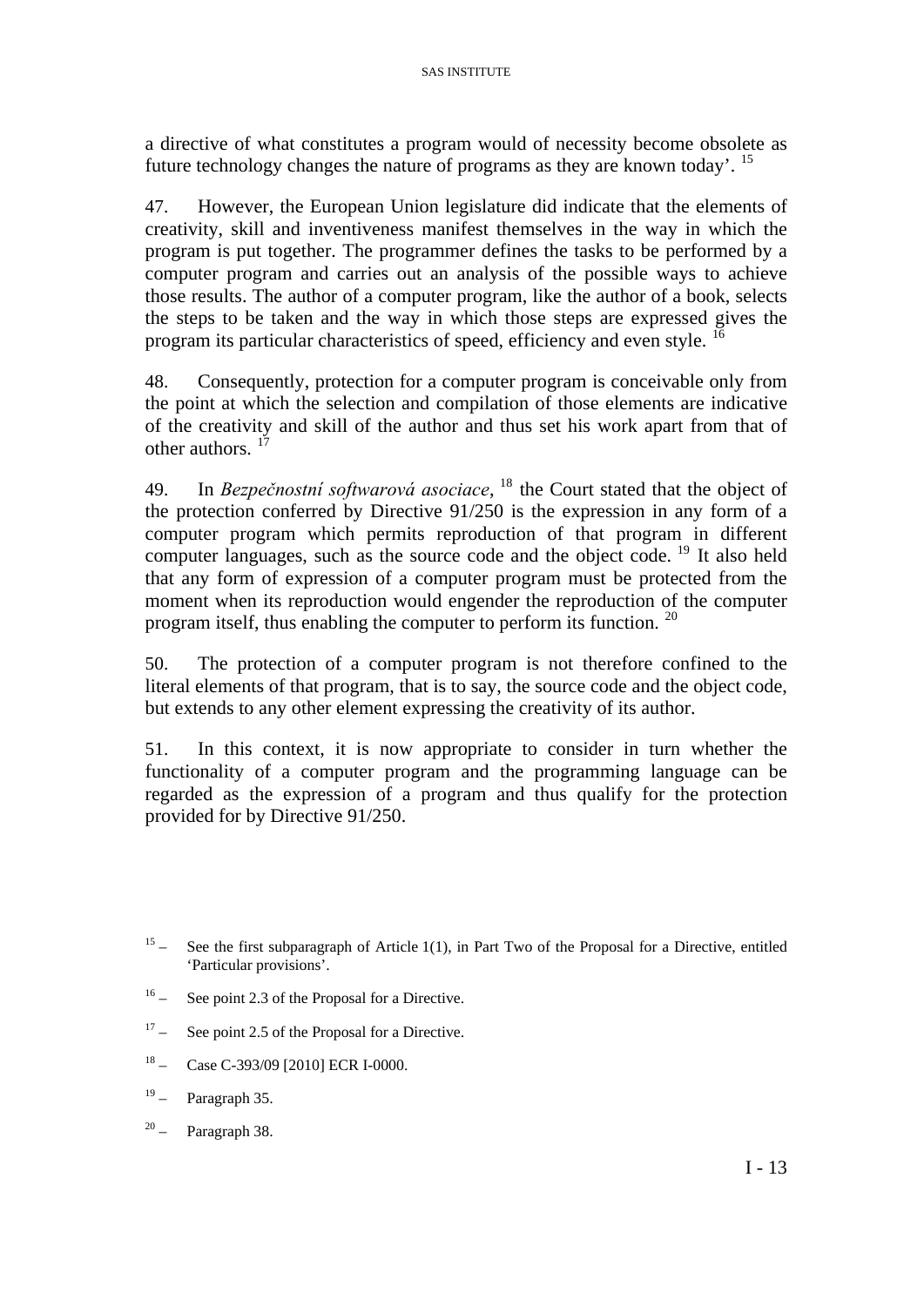a directive of what constitutes a program would of necessity become obsolete as future technology changes the nature of programs as they are known today'. [15]

47. However, the European Union legislature did indicate that the elements of creativity, skill and inventiveness manifest themselves in the way in which the program is put together. The programmer defines the tasks to be performed by a computer program and carries out an analysis of the possible ways to achieve those results. The author of a computer program, like the author of a book, selects the steps to be taken and the way in which those steps are expressed gives the program its particular characteristics of speed, efficiency and even style. [16]

48. Consequently, protection for a computer program is conceivable only from the point at which the selection and compilation of those elements are indicative of the creativity and skill of the author and thus set his work apart from that of other authors. [17]

49. In *Bezpečnostní softwarová asociace*, [18] the Court stated that the object of the protection conferred by Directive 91/250 is the expression in any form of a computer program which permits reproduction of that program in different computer languages, such as the source code and the object code. [19] It also held that any form of expression of a computer program must be protected from the moment when its reproduction would engender the reproduction of the computer program itself, thus enabling the computer to perform its function. [20]

50. The protection of a computer program is not therefore confined to the literal elements of that program, that is to say, the source code and the object code, but extends to any other element expressing the creativity of its author.

51. In this context, it is now appropriate to consider in turn whether the functionality of a computer program and the programming language can be regarded as the expression of a program and thus qualify for the protection provided for by Directive 91/250.

---

[15] – See the first subparagraph of Article 1(1), in Part Two of the Proposal for a Directive, entitled 'Particular provisions'.

[16] – See point 2.3 of the Proposal for a Directive.

[17] – See point 2.5 of the Proposal for a Directive.

[18] – Case C-393/09 [2010] ECR I-0000.

[19] – Paragraph 35.

[20] – Paragraph 38.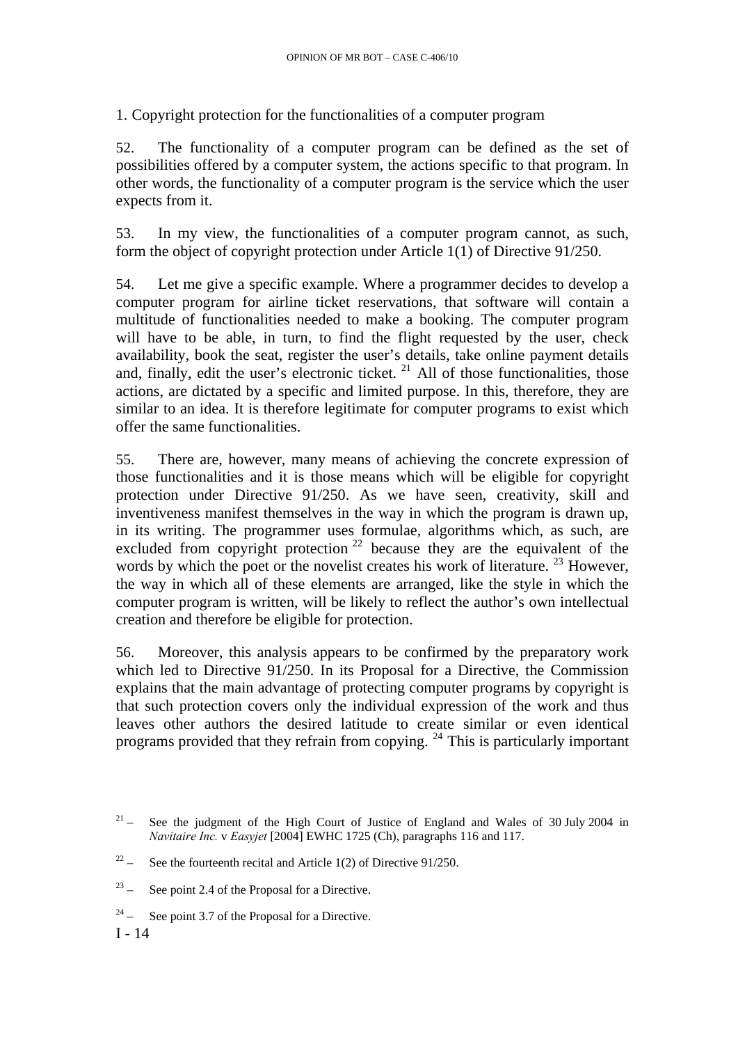1. Copyright protection for the functionalities of a computer program

52. The functionality of a computer program can be defined as the set of possibilities offered by a computer system, the actions specific to that program. In other words, the functionality of a computer program is the service which the user expects from it.

53. In my view, the functionalities of a computer program cannot, as such, form the object of copyright protection under Article 1(1) of Directive 91/250.

54. Let me give a specific example. Where a programmer decides to develop a computer program for airline ticket reservations, that software will contain a multitude of functionalities needed to make a booking. The computer program will have to be able, in turn, to find the flight requested by the user, check availability, book the seat, register the user's details, take online payment details and, finally, edit the user's electronic ticket. [21] All of those functionalities, those actions, are dictated by a specific and limited purpose. In this, therefore, they are similar to an idea. It is therefore legitimate for computer programs to exist which offer the same functionalities.

55. There are, however, many means of achieving the concrete expression of those functionalities and it is those means which will be eligible for copyright protection under Directive 91/250. As we have seen, creativity, skill and inventiveness manifest themselves in the way in which the program is drawn up, in its writing. The programmer uses formulae, algorithms which, as such, are excluded from copyright protection [22] because they are the equivalent of the words by which the poet or the novelist creates his work of literature. [23] However, the way in which all of these elements are arranged, like the style in which the computer program is written, will be likely to reflect the author's own intellectual creation and therefore be eligible for protection.

56. Moreover, this analysis appears to be confirmed by the preparatory work which led to Directive 91/250. In its Proposal for a Directive, the Commission explains that the main advantage of protecting computer programs by copyright is that such protection covers only the individual expression of the work and thus leaves other authors the desired latitude to create similar or even identical programs provided that they refrain from copying. [24] This is particularly important

[21] – See the judgment of the High Court of Justice of England and Wales of 30 July 2004 in *Navitaire Inc.* v *Easyjet* [2004] EWHC 1725 (Ch), paragraphs 116 and 117.

[22] – See the fourteenth recital and Article 1(2) of Directive 91/250.

[23] – See point 2.4 of the Proposal for a Directive.

[24] – See point 3.7 of the Proposal for a Directive.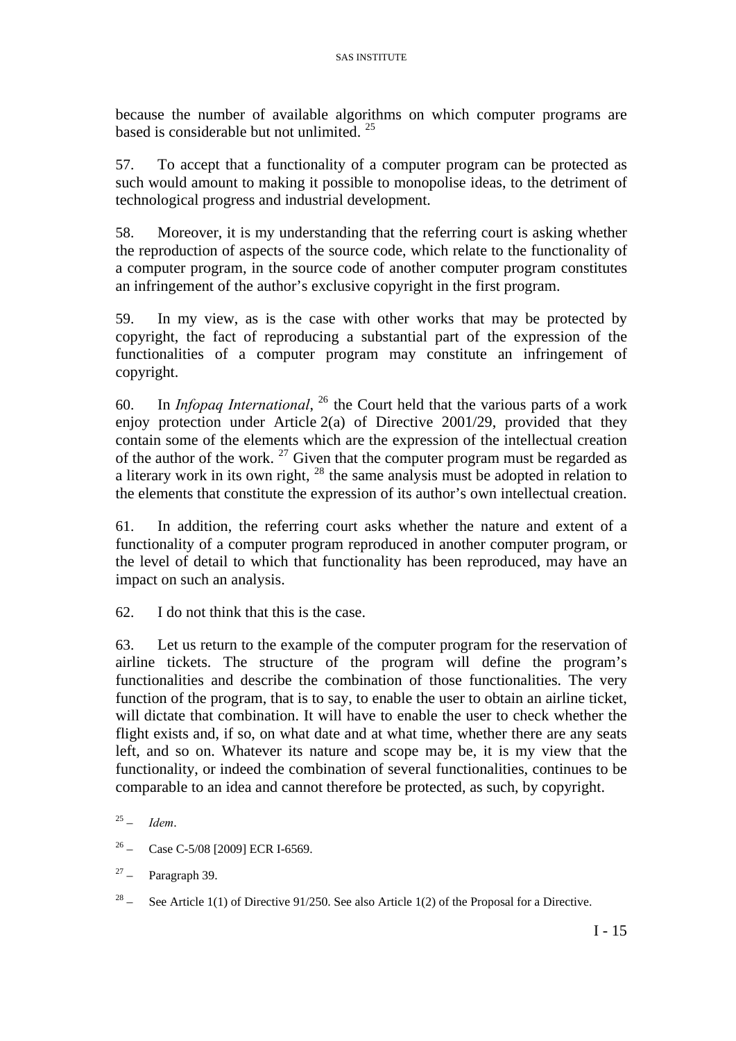because the number of available algorithms on which computer programs are based is considerable but not unlimited. [25]

57. To accept that a functionality of a computer program can be protected as such would amount to making it possible to monopolise ideas, to the detriment of technological progress and industrial development.

58. Moreover, it is my understanding that the referring court is asking whether the reproduction of aspects of the source code, which relate to the functionality of a computer program, in the source code of another computer program constitutes an infringement of the author's exclusive copyright in the first program.

59. In my view, as is the case with other works that may be protected by copyright, the fact of reproducing a substantial part of the expression of the functionalities of a computer program may constitute an infringement of copyright.

60. In *Infopaq International*, [26] the Court held that the various parts of a work enjoy protection under Article 2(a) of Directive 2001/29, provided that they contain some of the elements which are the expression of the intellectual creation of the author of the work. [27] Given that the computer program must be regarded as a literary work in its own right, [28] the same analysis must be adopted in relation to the elements that constitute the expression of its author's own intellectual creation.

61. In addition, the referring court asks whether the nature and extent of a functionality of a computer program reproduced in another computer program, or the level of detail to which that functionality has been reproduced, may have an impact on such an analysis.

62. I do not think that this is the case.

63. Let us return to the example of the computer program for the reservation of airline tickets. The structure of the program will define the program's functionalities and describe the combination of those functionalities. The very function of the program, that is to say, to enable the user to obtain an airline ticket, will dictate that combination. It will have to enable the user to check whether the flight exists and, if so, on what date and at what time, whether there are any seats left, and so on. Whatever its nature and scope may be, it is my view that the functionality, or indeed the combination of several functionalities, continues to be comparable to an idea and cannot therefore be protected, as such, by copyright.

[25] – *Idem*.

[26] – Case C-5/08 [2009] ECR I-6569.

[27] – Paragraph 39.

[28] – See Article 1(1) of Directive 91/250. See also Article 1(2) of the Proposal for a Directive.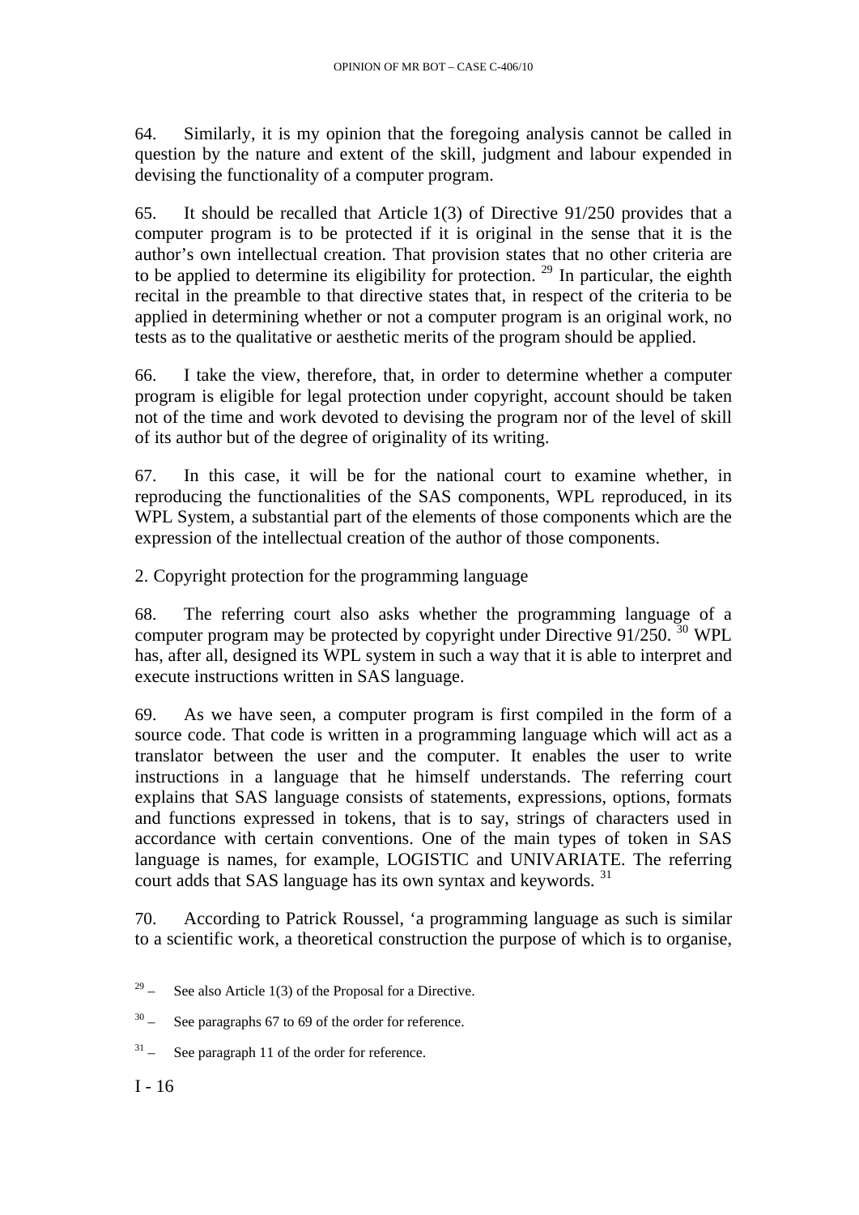64. Similarly, it is my opinion that the foregoing analysis cannot be called in question by the nature and extent of the skill, judgment and labour expended in devising the functionality of a computer program.

65. It should be recalled that Article 1(3) of Directive 91/250 provides that a computer program is to be protected if it is original in the sense that it is the author's own intellectual creation. That provision states that no other criteria are to be applied to determine its eligibility for protection. [29] In particular, the eighth recital in the preamble to that directive states that, in respect of the criteria to be applied in determining whether or not a computer program is an original work, no tests as to the qualitative or aesthetic merits of the program should be applied.

66. I take the view, therefore, that, in order to determine whether a computer program is eligible for legal protection under copyright, account should be taken not of the time and work devoted to devising the program nor of the level of skill of its author but of the degree of originality of its writing.

67. In this case, it will be for the national court to examine whether, in reproducing the functionalities of the SAS components, WPL reproduced, in its WPL System, a substantial part of the elements of those components which are the expression of the intellectual creation of the author of those components.

2. Copyright protection for the programming language

68. The referring court also asks whether the programming language of a computer program may be protected by copyright under Directive 91/250. [30] WPL has, after all, designed its WPL system in such a way that it is able to interpret and execute instructions written in SAS language.

69. As we have seen, a computer program is first compiled in the form of a source code. That code is written in a programming language which will act as a translator between the user and the computer. It enables the user to write instructions in a language that he himself understands. The referring court explains that SAS language consists of statements, expressions, options, formats and functions expressed in tokens, that is to say, strings of characters used in accordance with certain conventions. One of the main types of token in SAS language is names, for example, LOGISTIC and UNIVARIATE. The referring court adds that SAS language has its own syntax and keywords. [31]

70. According to Patrick Roussel, 'a programming language as such is similar to a scientific work, a theoretical construction the purpose of which is to organise,

[29] – See also Article 1(3) of the Proposal for a Directive.

[30] – See paragraphs 67 to 69 of the order for reference.

[31] – See paragraph 11 of the order for reference.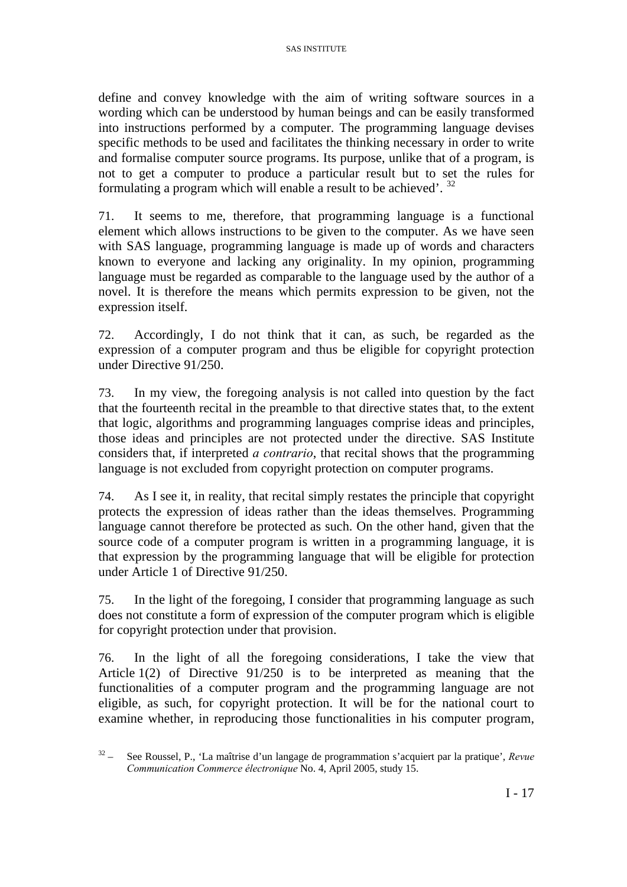define and convey knowledge with the aim of writing software sources in a wording which can be understood by human beings and can be easily transformed into instructions performed by a computer. The programming language devises specific methods to be used and facilitates the thinking necessary in order to write and formalise computer source programs. Its purpose, unlike that of a program, is not to get a computer to produce a particular result but to set the rules for formulating a program which will enable a result to be achieved'. [32]

71. It seems to me, therefore, that programming language is a functional element which allows instructions to be given to the computer. As we have seen with SAS language, programming language is made up of words and characters known to everyone and lacking any originality. In my opinion, programming language must be regarded as comparable to the language used by the author of a novel. It is therefore the means which permits expression to be given, not the expression itself.

72. Accordingly, I do not think that it can, as such, be regarded as the expression of a computer program and thus be eligible for copyright protection under Directive 91/250.

73. In my view, the foregoing analysis is not called into question by the fact that the fourteenth recital in the preamble to that directive states that, to the extent that logic, algorithms and programming languages comprise ideas and principles, those ideas and principles are not protected under the directive. SAS Institute considers that, if interpreted *a contrario*, that recital shows that the programming language is not excluded from copyright protection on computer programs.

74. As I see it, in reality, that recital simply restates the principle that copyright protects the expression of ideas rather than the ideas themselves. Programming language cannot therefore be protected as such. On the other hand, given that the source code of a computer program is written in a programming language, it is that expression by the programming language that will be eligible for protection under Article 1 of Directive 91/250.

75. In the light of the foregoing, I consider that programming language as such does not constitute a form of expression of the computer program which is eligible for copyright protection under that provision.

76. In the light of all the foregoing considerations, I take the view that Article 1(2) of Directive 91/250 is to be interpreted as meaning that the functionalities of a computer program and the programming language are not eligible, as such, for copyright protection. It will be for the national court to examine whether, in reproducing those functionalities in his computer program,

[32] – See Roussel, P., 'La maîtrise d'un langage de programmation s'acquiert par la pratique', *Revue Communication Commerce électronique* No. 4, April 2005, study 15.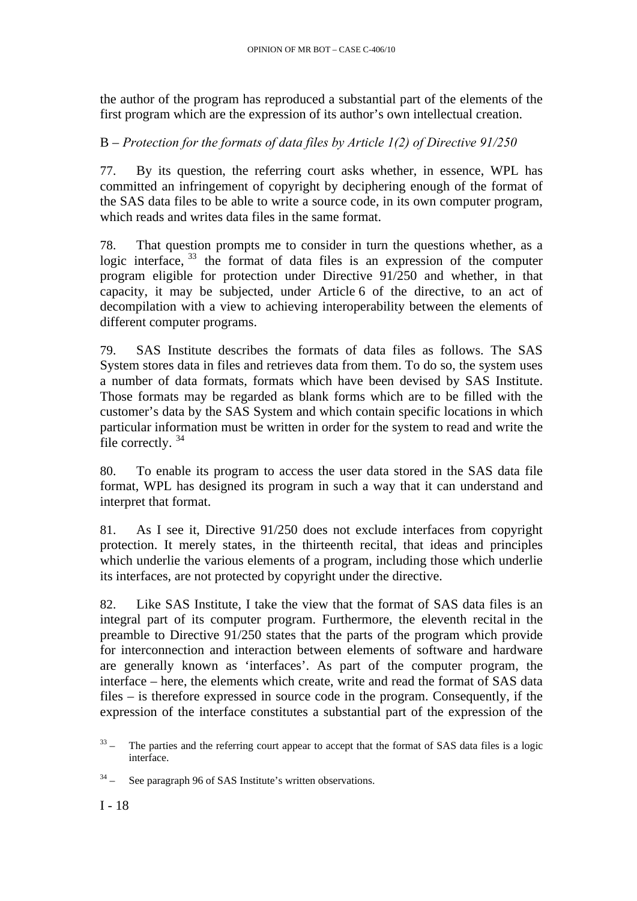the author of the program has reproduced a substantial part of the elements of the first program which are the expression of its author's own intellectual creation.

B – *Protection for the formats of data files by Article 1(2) of Directive 91/250*

77. By its question, the referring court asks whether, in essence, WPL has committed an infringement of copyright by deciphering enough of the format of the SAS data files to be able to write a source code, in its own computer program, which reads and writes data files in the same format.

78. That question prompts me to consider in turn the questions whether, as a logic interface, [33] the format of data files is an expression of the computer program eligible for protection under Directive 91/250 and whether, in that capacity, it may be subjected, under Article 6 of the directive, to an act of decompilation with a view to achieving interoperability between the elements of different computer programs.

79. SAS Institute describes the formats of data files as follows. The SAS System stores data in files and retrieves data from them. To do so, the system uses a number of data formats, formats which have been devised by SAS Institute. Those formats may be regarded as blank forms which are to be filled with the customer's data by the SAS System and which contain specific locations in which particular information must be written in order for the system to read and write the file correctly. [34]

80. To enable its program to access the user data stored in the SAS data file format, WPL has designed its program in such a way that it can understand and interpret that format.

81. As I see it, Directive 91/250 does not exclude interfaces from copyright protection. It merely states, in the thirteenth recital, that ideas and principles which underlie the various elements of a program, including those which underlie its interfaces, are not protected by copyright under the directive.

82. Like SAS Institute, I take the view that the format of SAS data files is an integral part of its computer program. Furthermore, the eleventh recital in the preamble to Directive 91/250 states that the parts of the program which provide for interconnection and interaction between elements of software and hardware are generally known as 'interfaces'. As part of the computer program, the interface – here, the elements which create, write and read the format of SAS data files – is therefore expressed in source code in the program. Consequently, if the expression of the interface constitutes a substantial part of the expression of the

[33] – The parties and the referring court appear to accept that the format of SAS data files is a logic interface.

[34] – See paragraph 96 of SAS Institute's written observations.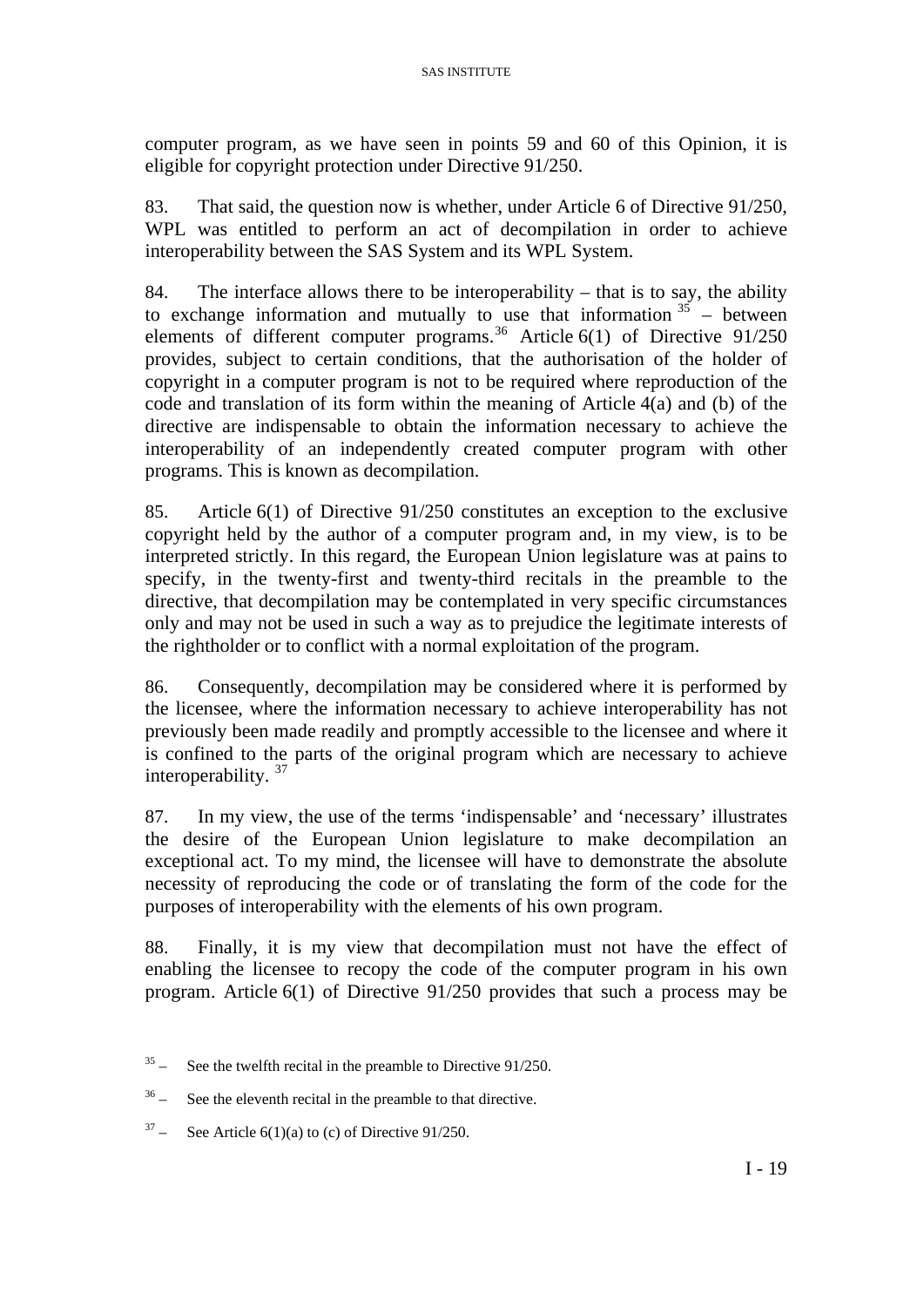computer program, as we have seen in points 59 and 60 of this Opinion, it is eligible for copyright protection under Directive 91/250.

83. That said, the question now is whether, under Article 6 of Directive 91/250, WPL was entitled to perform an act of decompilation in order to achieve interoperability between the SAS System and its WPL System.

84. The interface allows there to be interoperability – that is to say, the ability to exchange information and mutually to use that information [35] – between elements of different computer programs.[36] Article 6(1) of Directive 91/250 provides, subject to certain conditions, that the authorisation of the holder of copyright in a computer program is not to be required where reproduction of the code and translation of its form within the meaning of Article 4(a) and (b) of the directive are indispensable to obtain the information necessary to achieve the interoperability of an independently created computer program with other programs. This is known as decompilation.

85. Article 6(1) of Directive 91/250 constitutes an exception to the exclusive copyright held by the author of a computer program and, in my view, is to be interpreted strictly. In this regard, the European Union legislature was at pains to specify, in the twenty-first and twenty-third recitals in the preamble to the directive, that decompilation may be contemplated in very specific circumstances only and may not be used in such a way as to prejudice the legitimate interests of the rightholder or to conflict with a normal exploitation of the program.

86. Consequently, decompilation may be considered where it is performed by the licensee, where the information necessary to achieve interoperability has not previously been made readily and promptly accessible to the licensee and where it is confined to the parts of the original program which are necessary to achieve interoperability. [37]

87. In my view, the use of the terms 'indispensable' and 'necessary' illustrates the desire of the European Union legislature to make decompilation an exceptional act. To my mind, the licensee will have to demonstrate the absolute necessity of reproducing the code or of translating the form of the code for the purposes of interoperability with the elements of his own program.

88. Finally, it is my view that decompilation must not have the effect of enabling the licensee to recopy the code of the computer program in his own program. Article 6(1) of Directive 91/250 provides that such a process may be

[35] – See the twelfth recital in the preamble to Directive 91/250.

[36] – See the eleventh recital in the preamble to that directive.

[37] – See Article 6(1)(a) to (c) of Directive 91/250.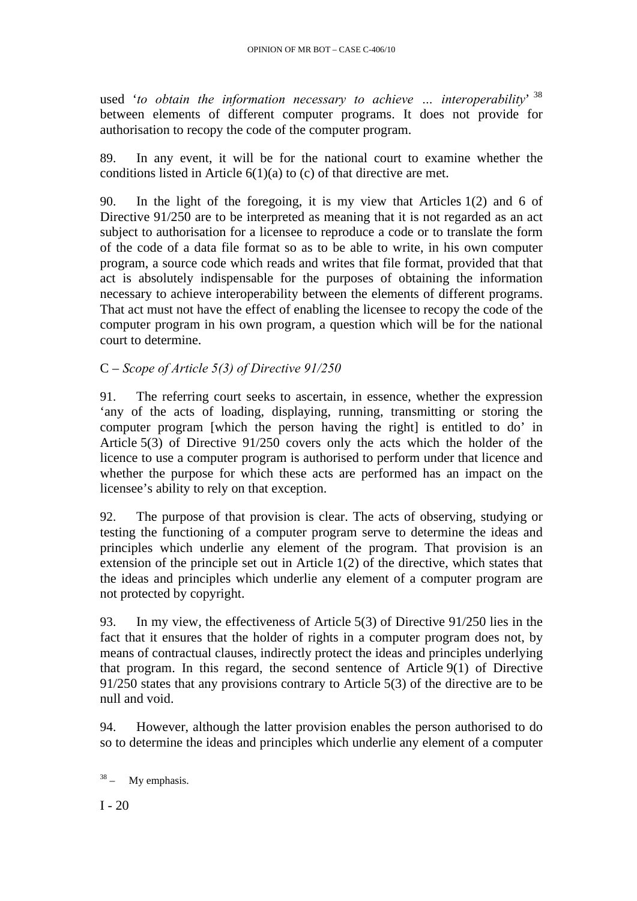used '*to obtain the information necessary to achieve … interoperability*' [38] between elements of different computer programs. It does not provide for authorisation to recopy the code of the computer program.

89. In any event, it will be for the national court to examine whether the conditions listed in Article 6(1)(a) to (c) of that directive are met.

90. In the light of the foregoing, it is my view that Articles 1(2) and 6 of Directive 91/250 are to be interpreted as meaning that it is not regarded as an act subject to authorisation for a licensee to reproduce a code or to translate the form of the code of a data file format so as to be able to write, in his own computer program, a source code which reads and writes that file format, provided that that act is absolutely indispensable for the purposes of obtaining the information necessary to achieve interoperability between the elements of different programs. That act must not have the effect of enabling the licensee to recopy the code of the computer program in his own program, a question which will be for the national court to determine.

## C – *Scope of Article 5(3) of Directive 91/250*

91. The referring court seeks to ascertain, in essence, whether the expression 'any of the acts of loading, displaying, running, transmitting or storing the computer program [which the person having the right] is entitled to do' in Article 5(3) of Directive 91/250 covers only the acts which the holder of the licence to use a computer program is authorised to perform under that licence and whether the purpose for which these acts are performed has an impact on the licensee's ability to rely on that exception.

92. The purpose of that provision is clear. The acts of observing, studying or testing the functioning of a computer program serve to determine the ideas and principles which underlie any element of the program. That provision is an extension of the principle set out in Article 1(2) of the directive, which states that the ideas and principles which underlie any element of a computer program are not protected by copyright.

93. In my view, the effectiveness of Article 5(3) of Directive 91/250 lies in the fact that it ensures that the holder of rights in a computer program does not, by means of contractual clauses, indirectly protect the ideas and principles underlying that program. In this regard, the second sentence of Article 9(1) of Directive 91/250 states that any provisions contrary to Article 5(3) of the directive are to be null and void.

94. However, although the latter provision enables the person authorised to do so to determine the ideas and principles which underlie any element of a computer

[38] – My emphasis.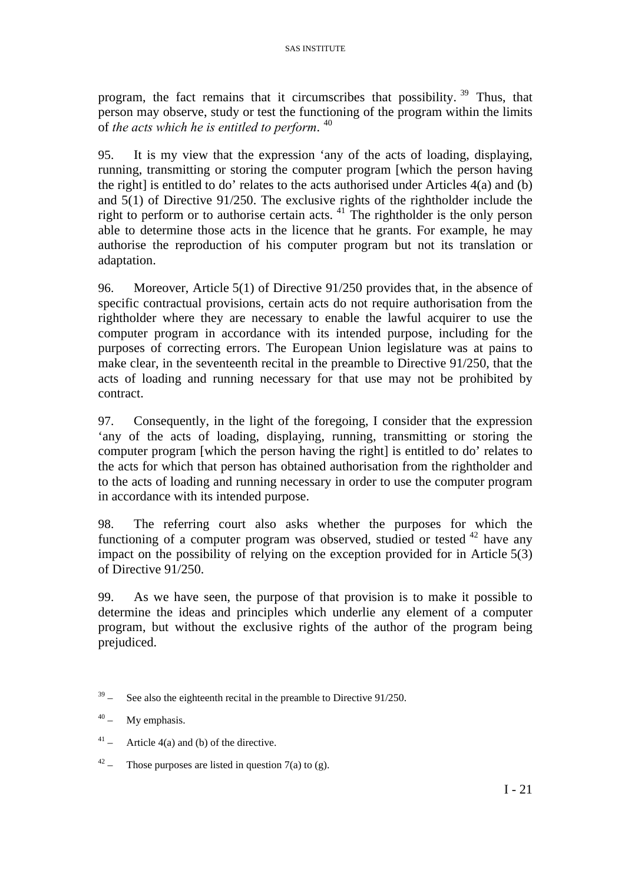program, the fact remains that it circumscribes that possibility.[39] Thus, that person may observe, study or test the functioning of the program within the limits of *the acts which he is entitled to perform*.[40]

95. It is my view that the expression 'any of the acts of loading, displaying, running, transmitting or storing the computer program [which the person having the right] is entitled to do' relates to the acts authorised under Articles 4(a) and (b) and 5(1) of Directive 91/250. The exclusive rights of the rightholder include the right to perform or to authorise certain acts.[41] The rightholder is the only person able to determine those acts in the licence that he grants. For example, he may authorise the reproduction of his computer program but not its translation or adaptation.

96. Moreover, Article 5(1) of Directive 91/250 provides that, in the absence of specific contractual provisions, certain acts do not require authorisation from the rightholder where they are necessary to enable the lawful acquirer to use the computer program in accordance with its intended purpose, including for the purposes of correcting errors. The European Union legislature was at pains to make clear, in the seventeenth recital in the preamble to Directive 91/250, that the acts of loading and running necessary for that use may not be prohibited by contract.

97. Consequently, in the light of the foregoing, I consider that the expression 'any of the acts of loading, displaying, running, transmitting or storing the computer program [which the person having the right] is entitled to do' relates to the acts for which that person has obtained authorisation from the rightholder and to the acts of loading and running necessary in order to use the computer program in accordance with its intended purpose.

98. The referring court also asks whether the purposes for which the functioning of a computer program was observed, studied or tested[42] have any impact on the possibility of relying on the exception provided for in Article 5(3) of Directive 91/250.

99. As we have seen, the purpose of that provision is to make it possible to determine the ideas and principles which underlie any element of a computer program, but without the exclusive rights of the author of the program being prejudiced.

---

[39] – See also the eighteenth recital in the preamble to Directive 91/250.

[40] – My emphasis.

[41] – Article 4(a) and (b) of the directive.

[42] – Those purposes are listed in question 7(a) to (g).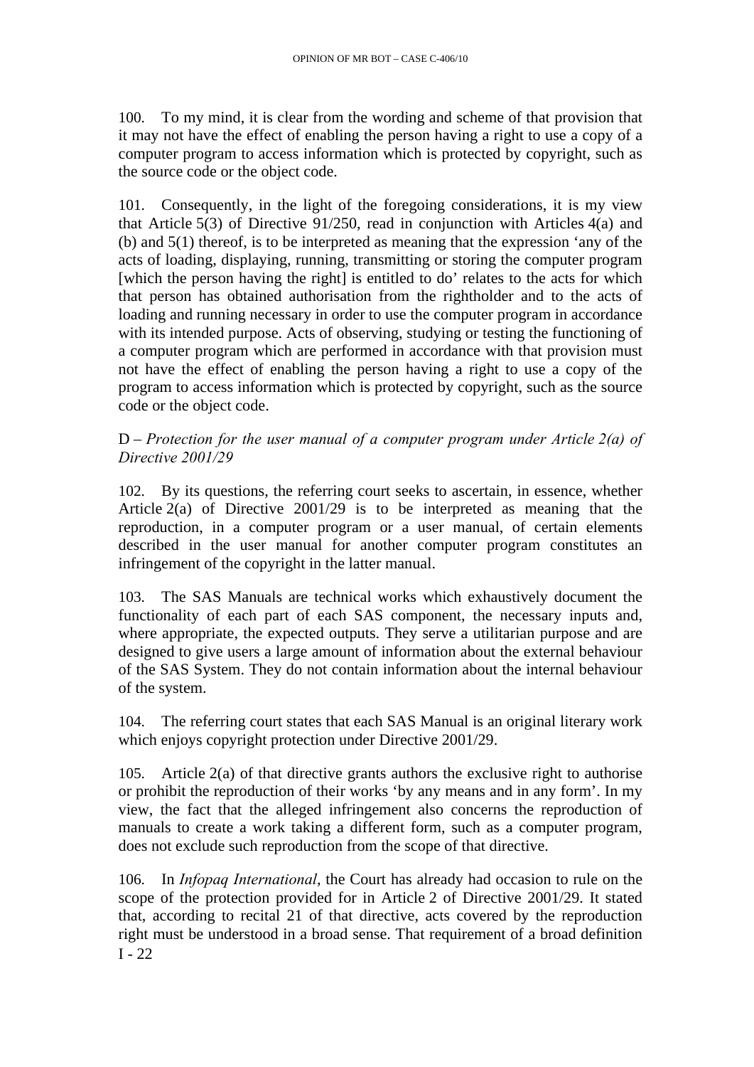100. To my mind, it is clear from the wording and scheme of that provision that it may not have the effect of enabling the person having a right to use a copy of a computer program to access information which is protected by copyright, such as the source code or the object code.

101. Consequently, in the light of the foregoing considerations, it is my view that Article 5(3) of Directive 91/250, read in conjunction with Articles 4(a) and (b) and 5(1) thereof, is to be interpreted as meaning that the expression 'any of the acts of loading, displaying, running, transmitting or storing the computer program [which the person having the right] is entitled to do' relates to the acts for which that person has obtained authorisation from the rightholder and to the acts of loading and running necessary in order to use the computer program in accordance with its intended purpose. Acts of observing, studying or testing the functioning of a computer program which are performed in accordance with that provision must not have the effect of enabling the person having a right to use a copy of the program to access information which is protected by copyright, such as the source code or the object code.

D – *Protection for the user manual of a computer program under Article 2(a) of Directive 2001/29*

102. By its questions, the referring court seeks to ascertain, in essence, whether Article 2(a) of Directive 2001/29 is to be interpreted as meaning that the reproduction, in a computer program or a user manual, of certain elements described in the user manual for another computer program constitutes an infringement of the copyright in the latter manual.

103. The SAS Manuals are technical works which exhaustively document the functionality of each part of each SAS component, the necessary inputs and, where appropriate, the expected outputs. They serve a utilitarian purpose and are designed to give users a large amount of information about the external behaviour of the SAS System. They do not contain information about the internal behaviour of the system.

104. The referring court states that each SAS Manual is an original literary work which enjoys copyright protection under Directive 2001/29.

105. Article 2(a) of that directive grants authors the exclusive right to authorise or prohibit the reproduction of their works 'by any means and in any form'. In my view, the fact that the alleged infringement also concerns the reproduction of manuals to create a work taking a different form, such as a computer program, does not exclude such reproduction from the scope of that directive.

106. In *Infopaq International*, the Court has already had occasion to rule on the scope of the protection provided for in Article 2 of Directive 2001/29. It stated that, according to recital 21 of that directive, acts covered by the reproduction right must be understood in a broad sense. That requirement of a broad definition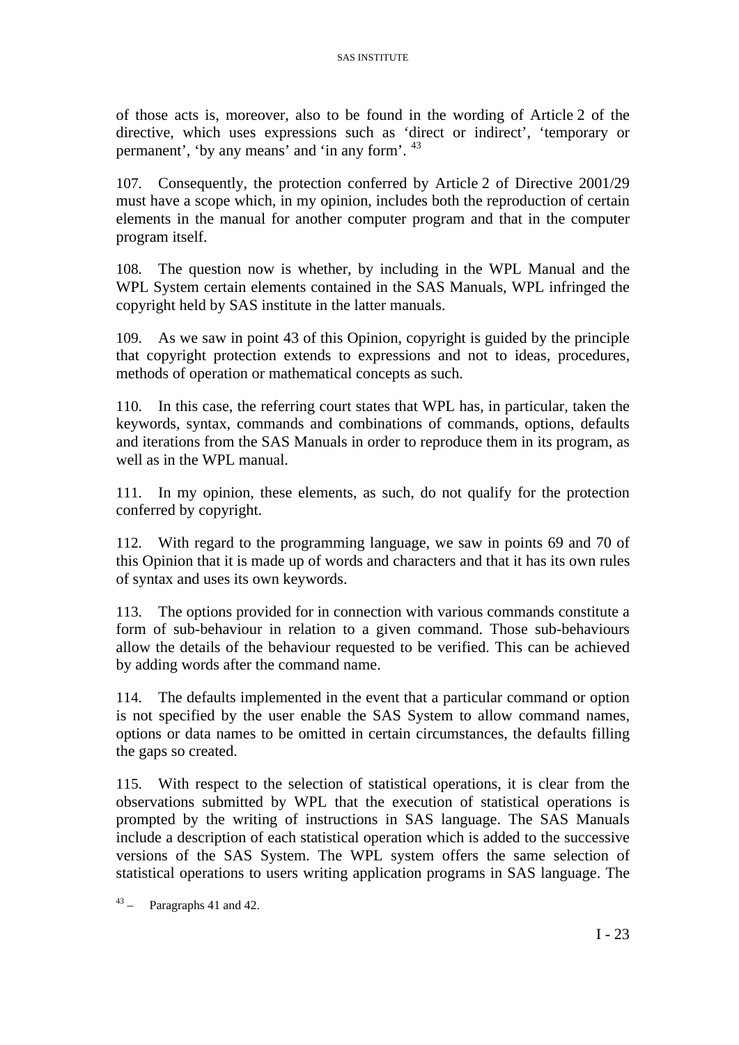of those acts is, moreover, also to be found in the wording of Article 2 of the directive, which uses expressions such as 'direct or indirect', 'temporary or permanent', 'by any means' and 'in any form'. [43]

107. Consequently, the protection conferred by Article 2 of Directive 2001/29 must have a scope which, in my opinion, includes both the reproduction of certain elements in the manual for another computer program and that in the computer program itself.

108. The question now is whether, by including in the WPL Manual and the WPL System certain elements contained in the SAS Manuals, WPL infringed the copyright held by SAS institute in the latter manuals.

109. As we saw in point 43 of this Opinion, copyright is guided by the principle that copyright protection extends to expressions and not to ideas, procedures, methods of operation or mathematical concepts as such.

110. In this case, the referring court states that WPL has, in particular, taken the keywords, syntax, commands and combinations of commands, options, defaults and iterations from the SAS Manuals in order to reproduce them in its program, as well as in the WPL manual.

111. In my opinion, these elements, as such, do not qualify for the protection conferred by copyright.

112. With regard to the programming language, we saw in points 69 and 70 of this Opinion that it is made up of words and characters and that it has its own rules of syntax and uses its own keywords.

113. The options provided for in connection with various commands constitute a form of sub-behaviour in relation to a given command. Those sub-behaviours allow the details of the behaviour requested to be verified. This can be achieved by adding words after the command name.

114. The defaults implemented in the event that a particular command or option is not specified by the user enable the SAS System to allow command names, options or data names to be omitted in certain circumstances, the defaults filling the gaps so created.

115. With respect to the selection of statistical operations, it is clear from the observations submitted by WPL that the execution of statistical operations is prompted by the writing of instructions in SAS language. The SAS Manuals include a description of each statistical operation which is added to the successive versions of the SAS System. The WPL system offers the same selection of statistical operations to users writing application programs in SAS language. The

[43] – Paragraphs 41 and 42.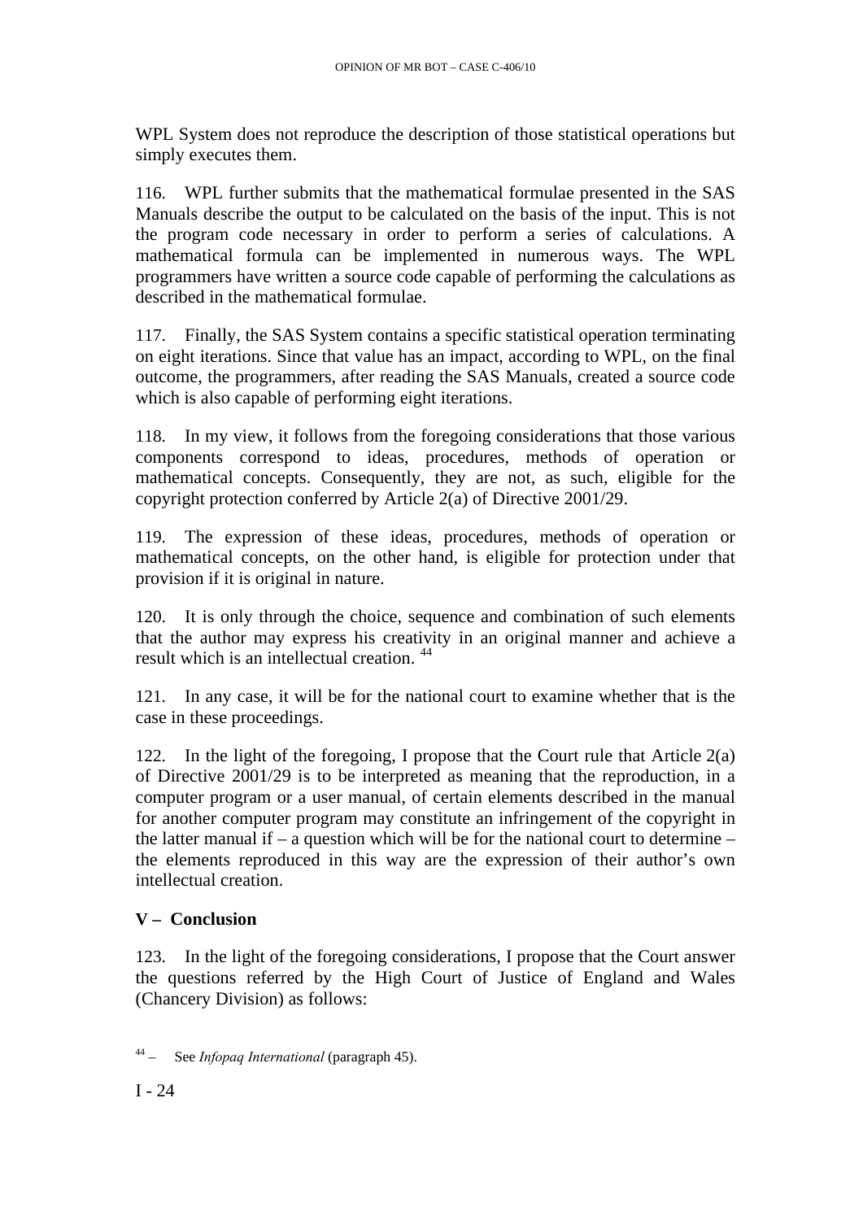WPL System does not reproduce the description of those statistical operations but simply executes them.

116. WPL further submits that the mathematical formulae presented in the SAS Manuals describe the output to be calculated on the basis of the input. This is not the program code necessary in order to perform a series of calculations. A mathematical formula can be implemented in numerous ways. The WPL programmers have written a source code capable of performing the calculations as described in the mathematical formulae.

117. Finally, the SAS System contains a specific statistical operation terminating on eight iterations. Since that value has an impact, according to WPL, on the final outcome, the programmers, after reading the SAS Manuals, created a source code which is also capable of performing eight iterations.

118. In my view, it follows from the foregoing considerations that those various components correspond to ideas, procedures, methods of operation or mathematical concepts. Consequently, they are not, as such, eligible for the copyright protection conferred by Article 2(a) of Directive 2001/29.

119. The expression of these ideas, procedures, methods of operation or mathematical concepts, on the other hand, is eligible for protection under that provision if it is original in nature.

120. It is only through the choice, sequence and combination of such elements that the author may express his creativity in an original manner and achieve a result which is an intellectual creation. [44]

121. In any case, it will be for the national court to examine whether that is the case in these proceedings.

122. In the light of the foregoing, I propose that the Court rule that Article 2(a) of Directive 2001/29 is to be interpreted as meaning that the reproduction, in a computer program or a user manual, of certain elements described in the manual for another computer program may constitute an infringement of the copyright in the latter manual if – a question which will be for the national court to determine – the elements reproduced in this way are the expression of their author's own intellectual creation.

## V – Conclusion

123. In the light of the foregoing considerations, I propose that the Court answer the questions referred by the High Court of Justice of England and Wales (Chancery Division) as follows:

---

[44] – See *Infopaq International* (paragraph 45).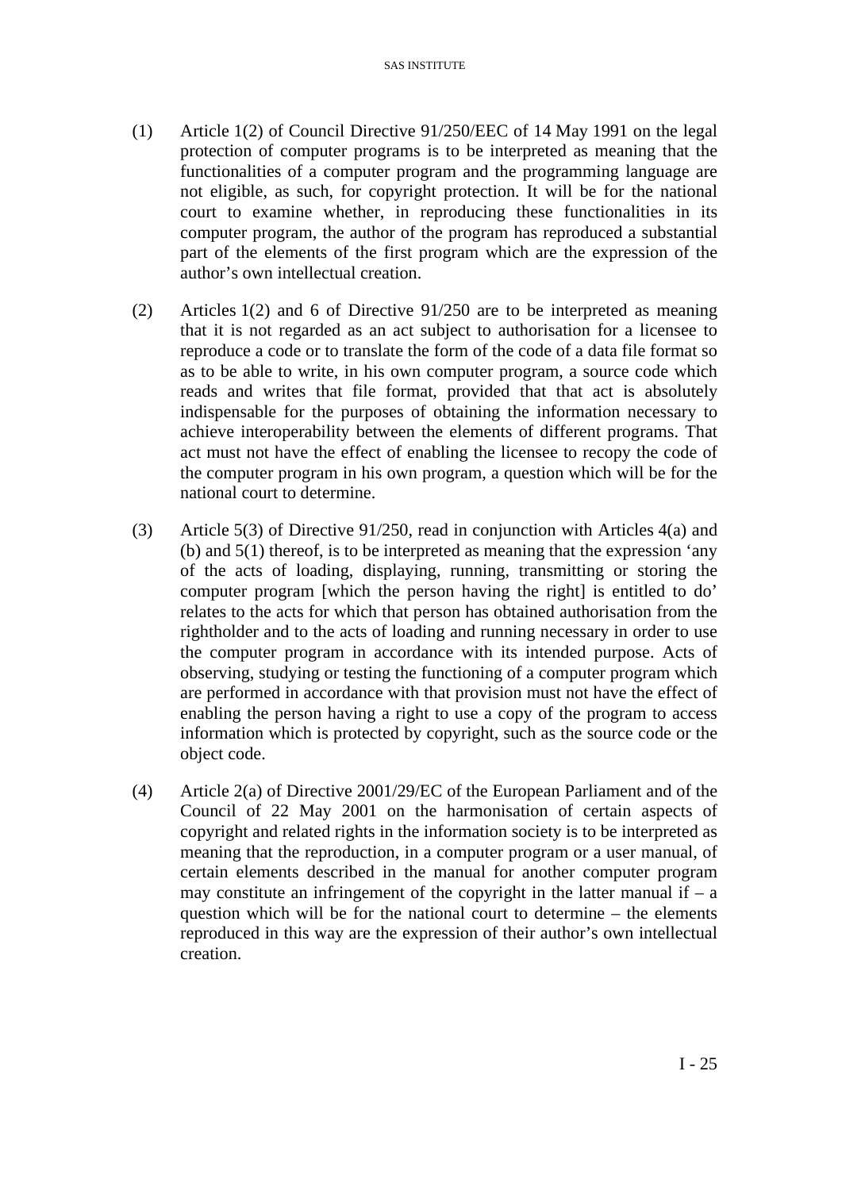(1) Article 1(2) of Council Directive 91/250/EEC of 14 May 1991 on the legal protection of computer programs is to be interpreted as meaning that the functionalities of a computer program and the programming language are not eligible, as such, for copyright protection. It will be for the national court to examine whether, in reproducing these functionalities in its computer program, the author of the program has reproduced a substantial part of the elements of the first program which are the expression of the author's own intellectual creation.

(2) Articles 1(2) and 6 of Directive 91/250 are to be interpreted as meaning that it is not regarded as an act subject to authorisation for a licensee to reproduce a code or to translate the form of the code of a data file format so as to be able to write, in his own computer program, a source code which reads and writes that file format, provided that that act is absolutely indispensable for the purposes of obtaining the information necessary to achieve interoperability between the elements of different programs. That act must not have the effect of enabling the licensee to recopy the code of the computer program in his own program, a question which will be for the national court to determine.

(3) Article 5(3) of Directive 91/250, read in conjunction with Articles 4(a) and (b) and 5(1) thereof, is to be interpreted as meaning that the expression 'any of the acts of loading, displaying, running, transmitting or storing the computer program [which the person having the right] is entitled to do' relates to the acts for which that person has obtained authorisation from the rightholder and to the acts of loading and running necessary in order to use the computer program in accordance with its intended purpose. Acts of observing, studying or testing the functioning of a computer program which are performed in accordance with that provision must not have the effect of enabling the person having a right to use a copy of the program to access information which is protected by copyright, such as the source code or the object code.

(4) Article 2(a) of Directive 2001/29/EC of the European Parliament and of the Council of 22 May 2001 on the harmonisation of certain aspects of copyright and related rights in the information society is to be interpreted as meaning that the reproduction, in a computer program or a user manual, of certain elements described in the manual for another computer program may constitute an infringement of the copyright in the latter manual if – a question which will be for the national court to determine – the elements reproduced in this way are the expression of their author's own intellectual creation.